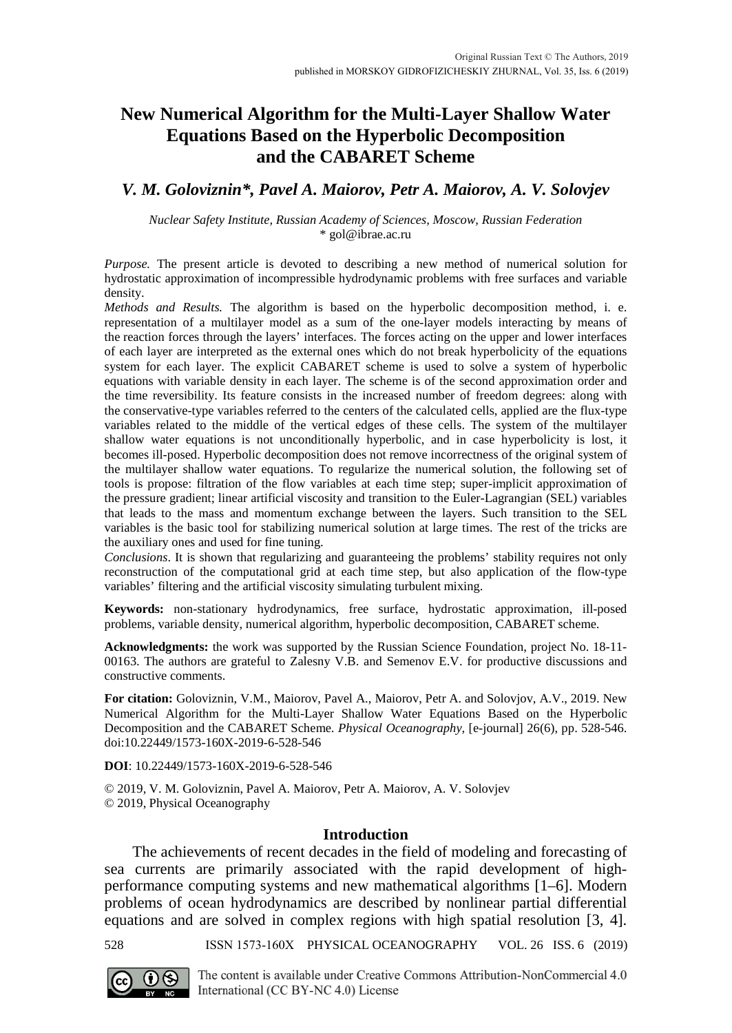Original Russian Text © The Authors, 2019
published in MORSKOY GIDROFIZICHESKIY ZHURNAL, Vol. 35, Iss. 6 (2019)

# New Numerical Algorithm for the Multi-Layer Shallow Water Equations Based on the Hyperbolic Decomposition and the CABARET Scheme

***V. M. Goloviznin\*, Pavel A. Maiorov, Petr A. Maiorov, A. V. Solovjev***

*Nuclear Safety Institute, Russian Academy of Sciences, Moscow, Russian Federation*
\* gol@ibrae.ac.ru

*Purpose.* The present article is devoted to describing a new method of numerical solution for hydrostatic approximation of incompressible hydrodynamic problems with free surfaces and variable density.
*Methods and Results.* The algorithm is based on the hyperbolic decomposition method, i. e. representation of a multilayer model as a sum of the one-layer models interacting by means of the reaction forces through the layers' interfaces. The forces acting on the upper and lower interfaces of each layer are interpreted as the external ones which do not break hyperbolicity of the equations system for each layer. The explicit CABARET scheme is used to solve a system of hyperbolic equations with variable density in each layer. The scheme is of the second approximation order and the time reversibility. Its feature consists in the increased number of freedom degrees: along with the conservative-type variables referred to the centers of the calculated cells, applied are the flux-type variables related to the middle of the vertical edges of these cells. The system of the multilayer shallow water equations is not unconditionally hyperbolic, and in case hyperbolicity is lost, it becomes ill-posed. Hyperbolic decomposition does not remove incorrectness of the original system of the multilayer shallow water equations. To regularize the numerical solution, the following set of tools is propose: filtration of the flow variables at each time step; super-implicit approximation of the pressure gradient; linear artificial viscosity and transition to the Euler-Lagrangian (SEL) variables that leads to the mass and momentum exchange between the layers. Such transition to the SEL variables is the basic tool for stabilizing numerical solution at large times. The rest of the tricks are the auxiliary ones and used for fine tuning.
*Conclusions*. It is shown that regularizing and guaranteeing the problems' stability requires not only reconstruction of the computational grid at each time step, but also application of the flow-type variables' filtering and the artificial viscosity simulating turbulent mixing.

**Keywords:** non-stationary hydrodynamics, free surface, hydrostatic approximation, ill-posed problems, variable density, numerical algorithm, hyperbolic decomposition, CABARET scheme.

**Acknowledgments:** the work was supported by the Russian Science Foundation, project No. 18-11-00163. The authors are grateful to Zalesny V.B. and Semenov E.V. for productive discussions and constructive comments.

**For citation:** Goloviznin, V.M., Maiorov, Pavel A., Maiorov, Petr A. and Solovjov, A.V., 2019. New Numerical Algorithm for the Multi-Layer Shallow Water Equations Based on the Hyperbolic Decomposition and the CABARET Scheme. *Physical Oceanography,* [e-journal] 26(6), pp. 528-546. doi:10.22449/1573-160X-2019-6-528-546

**DOI**: 10.22449/1573-160X-2019-6-528-546

© 2019, V. M. Goloviznin, Pavel A. Maiorov, Petr A. Maiorov, A. V. Solovjev
© 2019, Physical Oceanography

## Introduction

The achievements of recent decades in the field of modeling and forecasting of sea currents are primarily associated with the rapid development of high-performance computing systems and new mathematical algorithms [1–6]. Modern problems of ocean hydrodynamics are described by nonlinear partial differential equations and are solved in complex regions with high spatial resolution [3, 4].

The content is available under Creative Commons Attribution-NonCommercial 4.0 International (CC BY-NC 4.0) License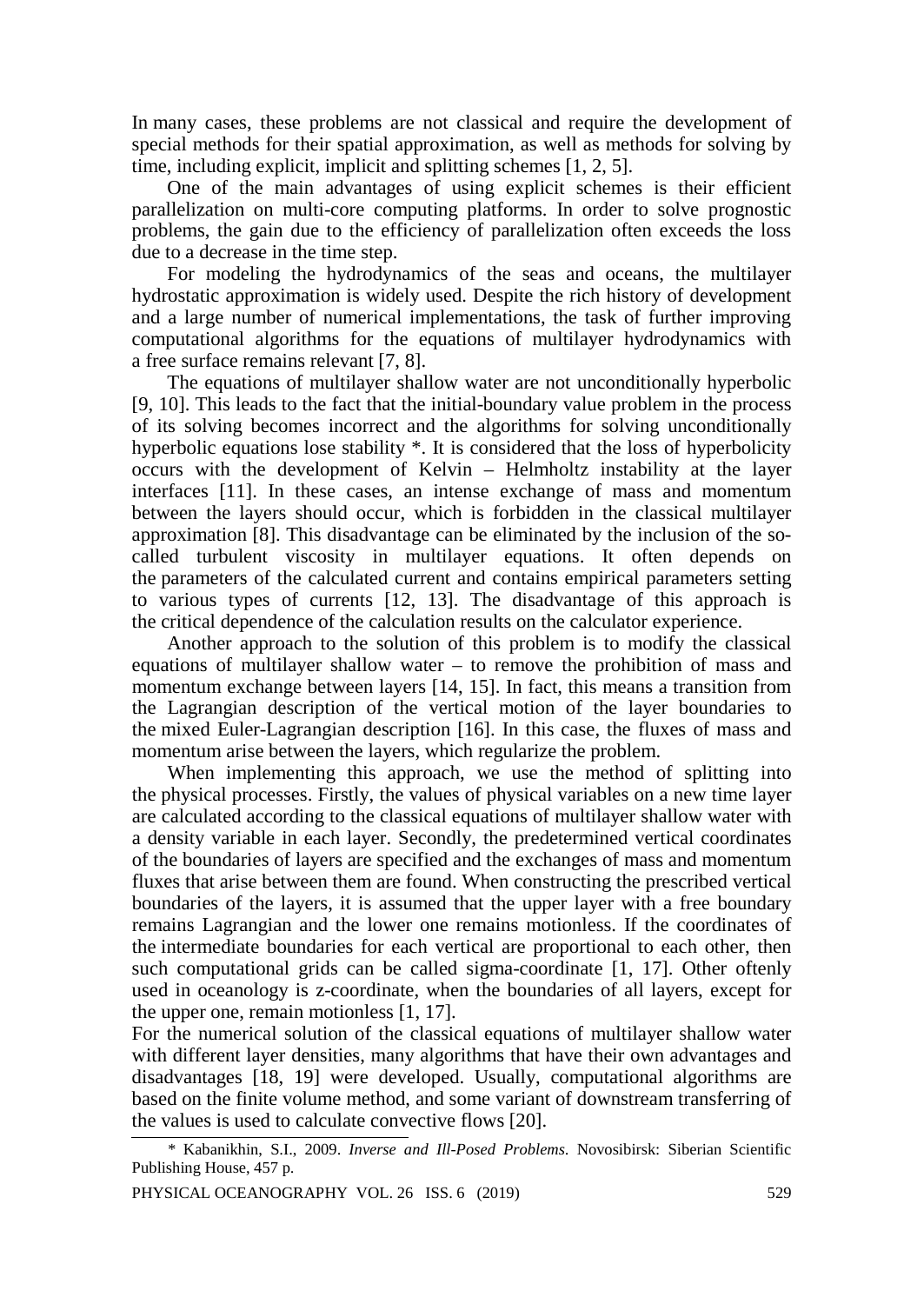In many cases, these problems are not classical and require the development of special methods for their spatial approximation, as well as methods for solving by time, including explicit, implicit and splitting schemes [1, 2, 5].

One of the main advantages of using explicit schemes is their efficient parallelization on multi-core computing platforms. In order to solve prognostic problems, the gain due to the efficiency of parallelization often exceeds the loss due to a decrease in the time step.

For modeling the hydrodynamics of the seas and oceans, the multilayer hydrostatic approximation is widely used. Despite the rich history of development and a large number of numerical implementations, the task of further improving computational algorithms for the equations of multilayer hydrodynamics with a free surface remains relevant [7, 8].

The equations of multilayer shallow water are not unconditionally hyperbolic [9, 10]. This leads to the fact that the initial-boundary value problem in the process of its solving becomes incorrect and the algorithms for solving unconditionally hyperbolic equations lose stability *. It is considered that the loss of hyperbolicity occurs with the development of Kelvin – Helmholtz instability at the layer interfaces [11]. In these cases, an intense exchange of mass and momentum between the layers should occur, which is forbidden in the classical multilayer approximation [8]. This disadvantage can be eliminated by the inclusion of the so-called turbulent viscosity in multilayer equations. It often depends on the parameters of the calculated current and contains empirical parameters setting to various types of currents [12, 13]. The disadvantage of this approach is the critical dependence of the calculation results on the calculator experience.

Another approach to the solution of this problem is to modify the classical equations of multilayer shallow water – to remove the prohibition of mass and momentum exchange between layers [14, 15]. In fact, this means a transition from the Lagrangian description of the vertical motion of the layer boundaries to the mixed Euler-Lagrangian description [16]. In this case, the fluxes of mass and momentum arise between the layers, which regularize the problem.

When implementing this approach, we use the method of splitting into the physical processes. Firstly, the values of physical variables on a new time layer are calculated according to the classical equations of multilayer shallow water with a density variable in each layer. Secondly, the predetermined vertical coordinates of the boundaries of layers are specified and the exchanges of mass and momentum fluxes that arise between them are found. When constructing the prescribed vertical boundaries of the layers, it is assumed that the upper layer with a free boundary remains Lagrangian and the lower one remains motionless. If the coordinates of the intermediate boundaries for each vertical are proportional to each other, then such computational grids can be called sigma-coordinate [1, 17]. Other oftenly used in oceanology is z-coordinate, when the boundaries of all layers, except for the upper one, remain motionless [1, 17].

For the numerical solution of the classical equations of multilayer shallow water with different layer densities, many algorithms that have their own advantages and disadvantages [18, 19] were developed. Usually, computational algorithms are based on the finite volume method, and some variant of downstream transferring of the values is used to calculate convective flows [20].

---

* Kabanikhin, S.I., 2009. *Inverse and Ill-Posed Problems*. Novosibirsk: Siberian Scientific Publishing House, 457 p.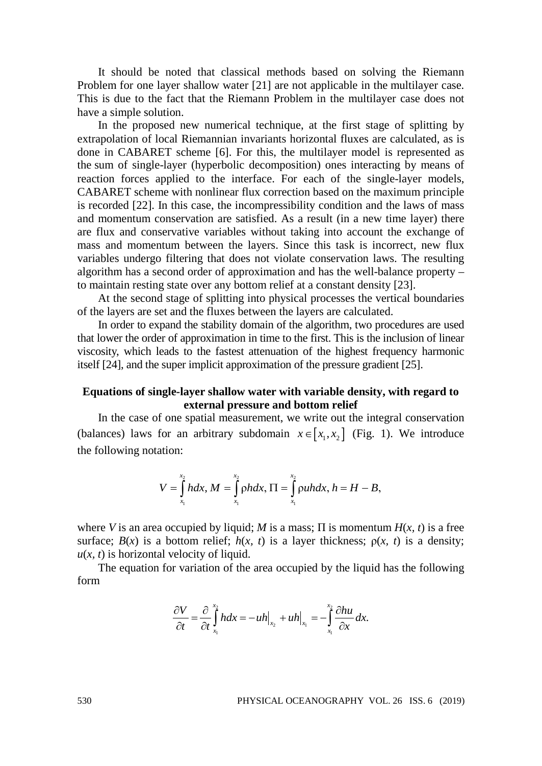It should be noted that classical methods based on solving the Riemann Problem for one layer shallow water [21] are not applicable in the multilayer case. This is due to the fact that the Riemann Problem in the multilayer case does not have a simple solution.

In the proposed new numerical technique, at the first stage of splitting by extrapolation of local Riemannian invariants horizontal fluxes are calculated, as is done in CABARET scheme [6]. For this, the multilayer model is represented as the sum of single-layer (hyperbolic decomposition) ones interacting by means of reaction forces applied to the interface. For each of the single-layer models, CABARET scheme with nonlinear flux correction based on the maximum principle is recorded [22]. In this case, the incompressibility condition and the laws of mass and momentum conservation are satisfied. As a result (in a new time layer) there are flux and conservative variables without taking into account the exchange of mass and momentum between the layers. Since this task is incorrect, new flux variables undergo filtering that does not violate conservation laws. The resulting algorithm has a second order of approximation and has the well-balance property – to maintain resting state over any bottom relief at a constant density [23].

At the second stage of splitting into physical processes the vertical boundaries of the layers are set and the fluxes between the layers are calculated.

In order to expand the stability domain of the algorithm, two procedures are used that lower the order of approximation in time to the first. This is the inclusion of linear viscosity, which leads to the fastest attenuation of the highest frequency harmonic itself [24], and the super implicit approximation of the pressure gradient [25].

## Equations of single-layer shallow water with variable density, with regard to external pressure and bottom relief

In the case of one spatial measurement, we write out the integral conservation (balances) laws for an arbitrary subdomain $x \in [x_1, x_2]$ (Fig. 1). We introduce the following notation:

$$V = \int_{x_1}^{x_2} h dx, \; M = \int_{x_1}^{x_2} \rho h dx, \; \Pi = \int_{x_1}^{x_2} \rho u h dx, \; h = H - B,$$

where $V$ is an area occupied by liquid; $M$ is a mass; $\Pi$ is momentum $H(x, t)$ is a free surface; $B(x)$ is a bottom relief; $h(x, t)$ is a layer thickness; $\rho(x, t)$ is a density; $u(x, t)$ is horizontal velocity of liquid.

The equation for variation of the area occupied by the liquid has the following form

$$\frac{\partial V}{\partial t} = \frac{\partial}{\partial t} \int_{x_1}^{x_2} h dx = -uh\big|_{x_2} + uh\big|_{x_1} = -\int_{x_1}^{x_2} \frac{\partial hu}{\partial x} dx.$$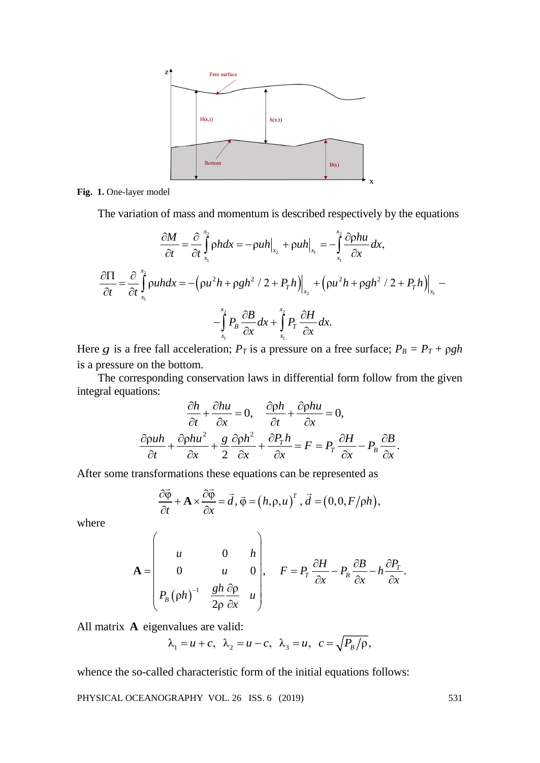**Fig. 1.** One-layer model

The variation of mass and momentum is described respectively by the equations

$$\frac{\partial M}{\partial t} = \frac{\partial}{\partial t}\int_{x_1}^{x_2} \rho h dx = -\rho u h\big|_{x_2} + \rho u h\big|_{x_1} = -\int_{x_1}^{x_2} \frac{\partial \rho h u}{\partial x} dx,$$

$$\frac{\partial \Pi}{\partial t} = \frac{\partial}{\partial t}\int_{x_1}^{x_2} \rho u h dx = -\left(\rho u^2 h + \rho g h^2/2 + P_T h\right)\Big|_{x_2} + \left(\rho u^2 h + \rho g h^2/2 + P_T h\right)\Big|_{x_1} -$$

$$-\int_{x_1}^{x_2} P_B \frac{\partial B}{\partial x} dx + \int_{x_1}^{x_2} P_T \frac{\partial H}{\partial x} dx.$$

Here $g$ is a free fall acceleration; $P_T$ is a pressure on a free surface; $P_B = P_T + \rho g h$ is a pressure on the bottom.

The corresponding conservation laws in differential form follow from the given integral equations:

$$\frac{\partial h}{\partial t} + \frac{\partial h u}{\partial x} = 0, \quad \frac{\partial \rho h}{\partial t} + \frac{\partial \rho h u}{\partial x} = 0,$$

$$\frac{\partial \rho u h}{\partial t} + \frac{\partial \rho h u^2}{\partial x} + \frac{g}{2}\frac{\partial \rho h^2}{\partial x} + \frac{\partial P_T h}{\partial x} = F = P_T \frac{\partial H}{\partial x} - P_B \frac{\partial B}{\partial x}.$$

After some transformations these equations can be represented as

$$\frac{\partial \vec{\varphi}}{\partial t} + \mathbf{A} \times \frac{\partial \vec{\varphi}}{\partial x} = \vec{d}, \vec{\varphi} = (h, \rho, u)^T, \vec{d} = (0, 0, F/\rho h),$$

where

$$\mathbf{A} = \begin{pmatrix} u & 0 & h \\ 0 & u & 0 \\ P_B (\rho h)^{-1} & \dfrac{gh}{2\rho}\dfrac{\partial \rho}{\partial x} & u \end{pmatrix}, \quad F = P_T \frac{\partial H}{\partial x} - P_B \frac{\partial B}{\partial x} - h\frac{\partial P_T}{\partial x}.$$

All matrix $\mathbf{A}$ eigenvalues are valid:

$$\lambda_1 = u + c, \ \ \lambda_2 = u - c, \ \ \lambda_3 = u, \ \ c = \sqrt{P_B/\rho},$$

whence the so-called characteristic form of the initial equations follows: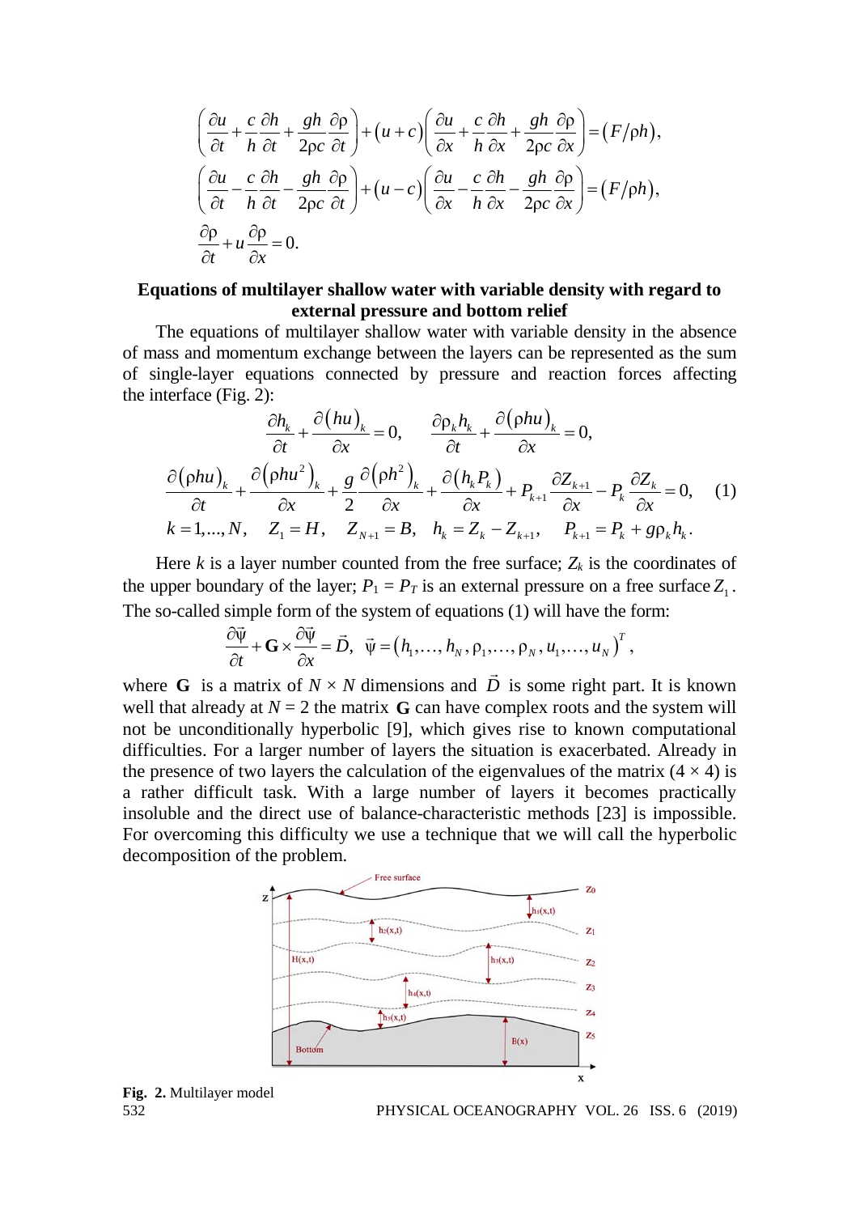$$\left(\frac{\partial u}{\partial t}+\frac{c}{h}\frac{\partial h}{\partial t}+\frac{gh}{2\rho c}\frac{\partial \rho}{\partial t}\right)+\left(u+c\right)\left(\frac{\partial u}{\partial x}+\frac{c}{h}\frac{\partial h}{\partial x}+\frac{gh}{2\rho c}\frac{\partial \rho}{\partial x}\right)=\left(F/\rho h\right),$$

$$\left(\frac{\partial u}{\partial t}-\frac{c}{h}\frac{\partial h}{\partial t}-\frac{gh}{2\rho c}\frac{\partial \rho}{\partial t}\right)+\left(u-c\right)\left(\frac{\partial u}{\partial x}-\frac{c}{h}\frac{\partial h}{\partial x}-\frac{gh}{2\rho c}\frac{\partial \rho}{\partial x}\right)=\left(F/\rho h\right),$$

$$\frac{\partial \rho}{\partial t}+u\frac{\partial \rho}{\partial x}=0.$$

## Equations of multilayer shallow water with variable density with regard to external pressure and bottom relief

The equations of multilayer shallow water with variable density in the absence of mass and momentum exchange between the layers can be represented as the sum of single-layer equations connected by pressure and reaction forces affecting the interface (Fig. 2):

$$\frac{\partial h_k}{\partial t}+\frac{\partial (hu)_k}{\partial x}=0,\qquad \frac{\partial \rho_k h_k}{\partial t}+\frac{\partial (\rho h u)_k}{\partial x}=0,$$

$$\frac{\partial (\rho h u)_k}{\partial t}+\frac{\partial (\rho h u^2)_k}{\partial x}+\frac{g}{2}\frac{\partial (\rho h^2)_k}{\partial x}+\frac{\partial (h_k P_k)}{\partial x}+P_{k+1}\frac{\partial Z_{k+1}}{\partial x}-P_k\frac{\partial Z_k}{\partial x}=0, \quad (1)$$

$$k=1,...,N,\quad Z_1=H,\quad Z_{N+1}=B,\quad h_k=Z_k-Z_{k+1},\quad P_{k+1}=P_k+g\rho_k h_k.$$

Here $k$ is a layer number counted from the free surface; $Z_k$ is the coordinates of the upper boundary of the layer; $P_1=P_T$ is an external pressure on a free surface $Z_1$. The so-called simple form of the system of equations (1) will have the form:

$$\frac{\partial \vec{\psi}}{\partial t}+\mathbf{G}\times\frac{\partial \vec{\psi}}{\partial x}=\vec{D},\quad \vec{\psi}=\left(h_1,\ldots,h_N,\rho_1,\ldots,\rho_N,u_1,\ldots,u_N\right)^T,$$

where $\mathbf{G}$ is a matrix of $N\times N$ dimensions and $\vec{D}$ is some right part. It is known well that already at $N=2$ the matrix $\mathbf{G}$ can have complex roots and the system will not be unconditionally hyperbolic [9], which gives rise to known computational difficulties. For a larger number of layers the situation is exacerbated. Already in the presence of two layers the calculation of the eigenvalues of the matrix $(4\times 4)$ is a rather difficult task. With a large number of layers it becomes practically insoluble and the direct use of balance-characteristic methods [23] is impossible. For overcoming this difficulty we use a technique that we will call the hyperbolic decomposition of the problem.

**Fig. 2.** Multilayer model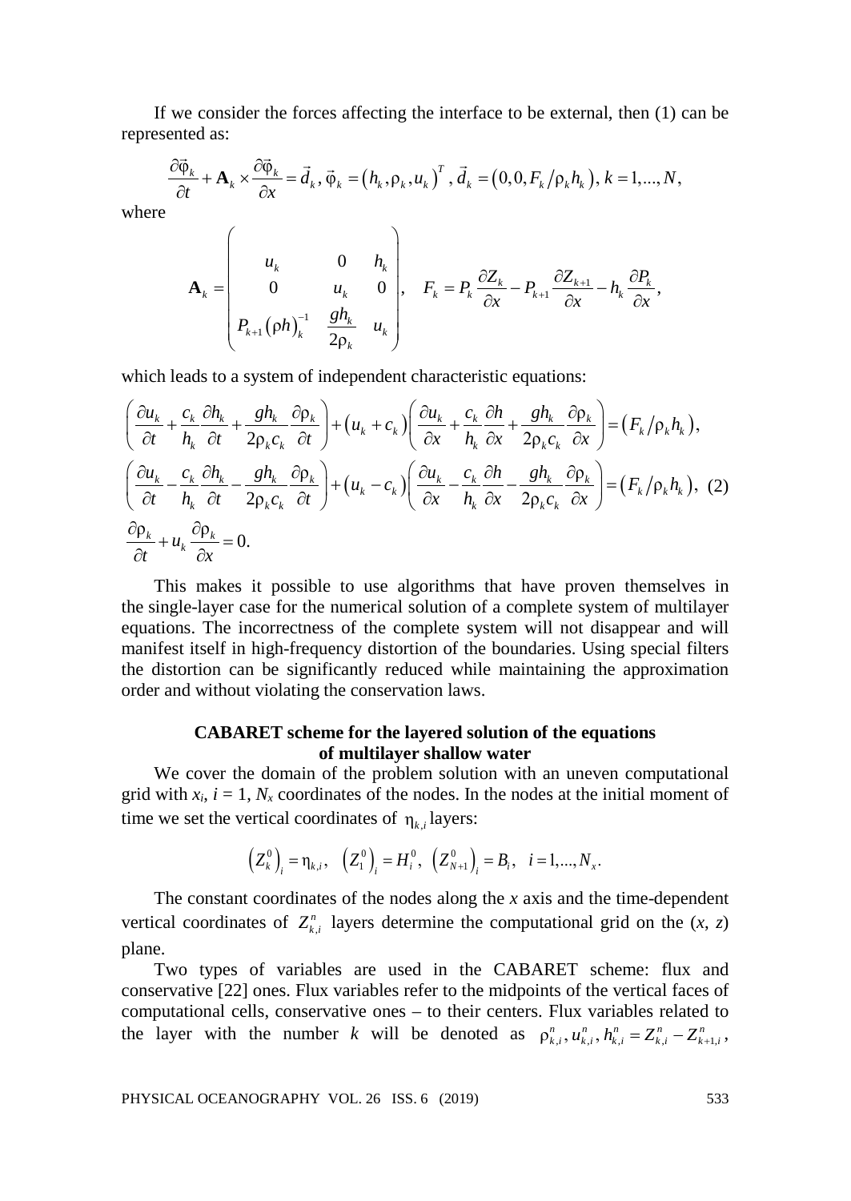If we consider the forces affecting the interface to be external, then (1) can be represented as:

$$\frac{\partial \vec{\varphi}_k}{\partial t} + \mathbf{A}_k \times \frac{\partial \vec{\varphi}_k}{\partial x} = \vec{d}_k,\ \vec{\varphi}_k = \left(h_k, \rho_k, u_k\right)^T,\ \vec{d}_k = \left(0, 0, F_k / \rho_k h_k\right),\ k = 1, ..., N,$$

where

$$\mathbf{A}_k = \begin{pmatrix} u_k & 0 & h_k \\ 0 & u_k & 0 \\ P_{k+1}\left(\rho h\right)_k^{-1} & \dfrac{g h_k}{2\rho_k} & u_k \end{pmatrix}, \quad F_k = P_k \frac{\partial Z_k}{\partial x} - P_{k+1} \frac{\partial Z_{k+1}}{\partial x} - h_k \frac{\partial P_k}{\partial x},$$

which leads to a system of independent characteristic equations:

$$\begin{gathered}
\left(\frac{\partial u_k}{\partial t} + \frac{c_k}{h_k}\frac{\partial h_k}{\partial t} + \frac{g h_k}{2\rho_k c_k}\frac{\partial \rho_k}{\partial t}\right) + \left(u_k + c_k\right)\left(\frac{\partial u_k}{\partial x} + \frac{c_k}{h_k}\frac{\partial h}{\partial x} + \frac{g h_k}{2\rho_k c_k}\frac{\partial \rho_k}{\partial x}\right) = \left(F_k / \rho_k h_k\right), \\
\left(\frac{\partial u_k}{\partial t} - \frac{c_k}{h_k}\frac{\partial h_k}{\partial t} - \frac{g h_k}{2\rho_k c_k}\frac{\partial \rho_k}{\partial t}\right) + \left(u_k - c_k\right)\left(\frac{\partial u_k}{\partial x} - \frac{c_k}{h_k}\frac{\partial h}{\partial x} - \frac{g h_k}{2\rho_k c_k}\frac{\partial \rho_k}{\partial x}\right) = \left(F_k / \rho_k h_k\right), \quad (2) \\
\frac{\partial \rho_k}{\partial t} + u_k \frac{\partial \rho_k}{\partial x} = 0.
\end{gathered}$$

This makes it possible to use algorithms that have proven themselves in the single-layer case for the numerical solution of a complete system of multilayer equations. The incorrectness of the complete system will not disappear and will manifest itself in high-frequency distortion of the boundaries. Using special filters the distortion can be significantly reduced while maintaining the approximation order and without violating the conservation laws.

## CABARET scheme for the layered solution of the equations of multilayer shallow water

We cover the domain of the problem solution with an uneven computational grid with $x_i$, $i = 1, N_x$ coordinates of the nodes. In the nodes at the initial moment of time we set the vertical coordinates of $\eta_{k,i}$ layers:

$$\left(Z_k^0\right)_i = \eta_{k,i}, \quad \left(Z_1^0\right)_i = H_i^0, \quad \left(Z_{N+1}^0\right)_i = B_i, \quad i = 1, ..., N_x.$$

The constant coordinates of the nodes along the *x* axis and the time-dependent vertical coordinates of $Z_{k,i}^n$ layers determine the computational grid on the $(x, z)$ plane.

Two types of variables are used in the CABARET scheme: flux and conservative [22] ones. Flux variables refer to the midpoints of the vertical faces of computational cells, conservative ones – to their centers. Flux variables related to the layer with the number *k* will be denoted as $\rho_{k,i}^n, u_{k,i}^n, h_{k,i}^n = Z_{k,i}^n - Z_{k+1,i}^n$,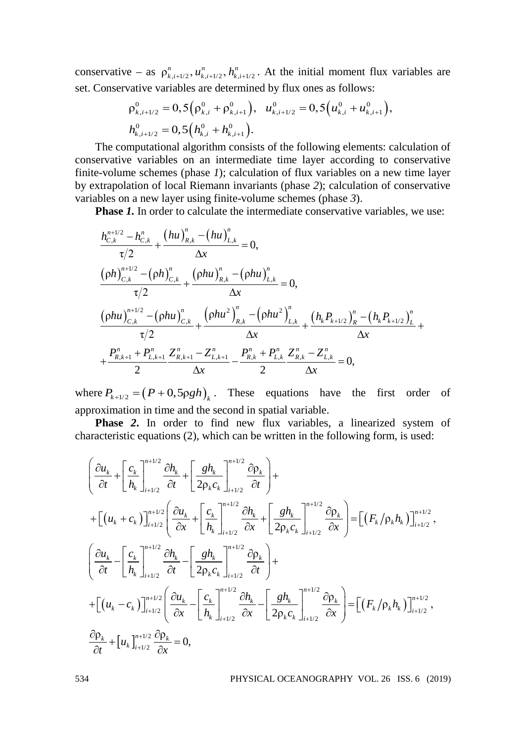conservative – as $\rho^n_{k,i+1/2}, u^n_{k,i+1/2}, h^n_{k,i+1/2}$. At the initial moment flux variables are set. Conservative variables are determined by flux ones as follows:

$$\rho^0_{k,i+1/2} = 0,5\left(\rho^0_{k,i} + \rho^0_{k,i+1}\right), \quad u^0_{k,i+1/2} = 0,5\left(u^0_{k,i} + u^0_{k,i+1}\right),$$
$$h^0_{k,i+1/2} = 0,5\left(h^0_{k,i} + h^0_{k,i+1}\right).$$

The computational algorithm consists of the following elements: calculation of conservative variables on an intermediate time layer according to conservative finite-volume schemes (phase *1*); calculation of flux variables on a new time layer by extrapolation of local Riemann invariants (phase *2*); calculation of conservative variables on a new layer using finite-volume schemes (phase *3*).

**Phase *1*.** In order to calculate the intermediate conservative variables, we use:

$$\frac{h^{n+1/2}_{C,k} - h^n_{C,k}}{\tau/2} + \frac{(hu)^n_{R,k} - (hu)^n_{L,k}}{\Delta x} = 0,$$

$$\frac{(\rho h)^{n+1/2}_{C,k} - (\rho h)^n_{C,k}}{\tau/2} + \frac{(\rho hu)^n_{R,k} - (\rho hu)^n_{L,k}}{\Delta x} = 0,$$

$$\frac{(\rho hu)^{n+1/2}_{C,k} - (\rho hu)^n_{C,k}}{\tau/2} + \frac{\left(\rho hu^2\right)^n_{R,k} - \left(\rho hu^2\right)^n_{L,k}}{\Delta x} + \frac{\left(h_k P_{k+1/2}\right)^n_R - \left(h_k P_{k+1/2}\right)^n_L}{\Delta x} +$$
$$+ \frac{P^n_{R,k+1} + P^n_{L,k+1}}{2} \frac{Z^n_{R,k+1} - Z^n_{L,k+1}}{\Delta x} - \frac{P^n_{R,k} + P^n_{L,k}}{2} \frac{Z^n_{R,k} - Z^n_{L,k}}{\Delta x} = 0,$$

where $P_{k+1/2} = \left(P + 0,5\rho g h\right)_k$. These equations have the first order of approximation in time and the second in spatial variable.

**Phase *2*.** In order to find new flux variables, a linearized system of characteristic equations (2), which can be written in the following form, is used:

$$\left(\frac{\partial u_k}{\partial t} + \left[\frac{c_k}{h_k}\right]^{n+1/2}_{i+1/2} \frac{\partial h_k}{\partial t} + \left[\frac{g h_k}{2\rho_k c_k}\right]^{n+1/2}_{i+1/2} \frac{\partial \rho_k}{\partial t}\right) +$$
$$+ \left[\left(u_k + c_k\right)\right]^{n+1/2}_{i+1/2} \left(\frac{\partial u_k}{\partial x} + \left[\frac{c_k}{h_k}\right]^{n+1/2}_{i+1/2} \frac{\partial h_k}{\partial x} + \left[\frac{g h_k}{2\rho_k c_k}\right]^{n+1/2}_{i+1/2} \frac{\partial \rho_k}{\partial x}\right) = \left[\left(F_k / \rho_k h_k\right)\right]^{n+1/2}_{i+1/2},$$

$$\left(\frac{\partial u_k}{\partial t} - \left[\frac{c_k}{h_k}\right]^{n+1/2}_{i+1/2} \frac{\partial h_k}{\partial t} - \left[\frac{g h_k}{2\rho_k c_k}\right]^{n+1/2}_{i+1/2} \frac{\partial \rho_k}{\partial t}\right) +$$
$$+ \left[\left(u_k - c_k\right)\right]^{n+1/2}_{i+1/2} \left(\frac{\partial u_k}{\partial x} - \left[\frac{c_k}{h_k}\right]^{n+1/2}_{i+1/2} \frac{\partial h_k}{\partial x} - \left[\frac{g h_k}{2\rho_k c_k}\right]^{n+1/2}_{i+1/2} \frac{\partial \rho_k}{\partial x}\right) = \left[\left(F_k / \rho_k h_k\right)\right]^{n+1/2}_{i+1/2},$$

$$\frac{\partial \rho_k}{\partial t} + \left[u_k\right]^{n+1/2}_{i+1/2} \frac{\partial \rho_k}{\partial x} = 0,$$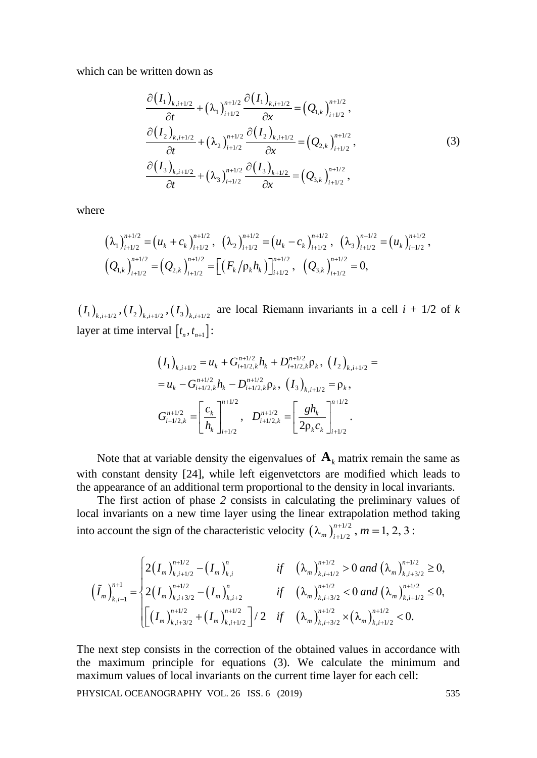which can be written down as

$$
\begin{aligned}
&\frac{\partial \left(I_1\right)_{k,i+1/2}}{\partial t} + \left(\lambda_1\right)_{i+1/2}^{n+1/2} \frac{\partial \left(I_1\right)_{k,i+1/2}}{\partial x} = \left(Q_{1,k}\right)_{i+1/2}^{n+1/2}, \\
&\frac{\partial \left(I_2\right)_{k,i+1/2}}{\partial t} + \left(\lambda_2\right)_{i+1/2}^{n+1/2} \frac{\partial \left(I_2\right)_{k,i+1/2}}{\partial x} = \left(Q_{2,k}\right)_{i+1/2}^{n+1/2}, \\
&\frac{\partial \left(I_3\right)_{k,i+1/2}}{\partial t} + \left(\lambda_3\right)_{i+1/2}^{n+1/2} \frac{\partial \left(I_3\right)_{k+1/2}}{\partial x} = \left(Q_{3,k}\right)_{i+1/2}^{n+1/2},
\end{aligned}
\tag{3}
$$

where

$$
\left(\lambda_1\right)_{i+1/2}^{n+1/2} = \left(u_k + c_k\right)_{i+1/2}^{n+1/2}, \ \left(\lambda_2\right)_{i+1/2}^{n+1/2} = \left(u_k - c_k\right)_{i+1/2}^{n+1/2}, \ \left(\lambda_3\right)_{i+1/2}^{n+1/2} = \left(u_k\right)_{i+1/2}^{n+1/2},
$$
$$
\left(Q_{1,k}\right)_{i+1/2}^{n+1/2} = \left(Q_{2,k}\right)_{i+1/2}^{n+1/2} = \left[\left(F_k / \rho_k h_k\right)\right]_{i+1/2}^{n+1/2}, \ \left(Q_{3,k}\right)_{i+1/2}^{n+1/2} = 0,
$$

$\left(I_1\right)_{k,i+1/2}, \left(I_2\right)_{k,i+1/2}, \left(I_3\right)_{k,i+1/2}$ are local Riemann invariants in a cell $i$ + 1/2 of $k$ layer at time interval $\left[t_n, t_{n+1}\right]$:

$$
\begin{aligned}
&\left(I_1\right)_{k,i+1/2} = u_k + G_{i+1/2,k}^{n+1/2} h_k + D_{i+1/2,k}^{n+1/2} \rho_k, \ \left(I_2\right)_{k,i+1/2} = \\
&= u_k - G_{i+1/2,k}^{n+1/2} h_k - D_{i+1/2,k}^{n+1/2} \rho_k, \ \left(I_3\right)_{k,i+1/2} = \rho_k, \\
&G_{i+1/2,k}^{n+1/2} = \left[\frac{c_k}{h_k}\right]_{i+1/2}^{n+1/2}, \ \ D_{i+1/2,k}^{n+1/2} = \left[\frac{g h_k}{2 \rho_k c_k}\right]_{i+1/2}^{n+1/2}.
\end{aligned}
$$

Note that at variable density the eigenvalues of $\mathbf{A}_k$ matrix remain the same as with constant density [24], while left eigenvetctors are modified which leads to the appearance of an additional term proportional to the density in local invariants.

The first action of phase *2* consists in calculating the preliminary values of local invariants on a new time layer using the linear extrapolation method taking into account the sign of the characteristic velocity $\left(\lambda_m\right)_{i+1/2}^{n+1/2}$, $m = 1, 2, 3$:

$$
\left(\tilde{I}_m\right)_{k,i+1}^{n+1} =
\begin{cases}
2\left(I_m\right)_{k,i+1/2}^{n+1/2} - \left(I_m\right)_{k,i}^{n} & \text{if} \quad \left(\lambda_m\right)_{k,i+1/2}^{n+1/2} > 0 \text{ and } \left(\lambda_m\right)_{k,i+3/2}^{n+1/2} \geq 0, \\
2\left(I_m\right)_{k,i+3/2}^{n+1/2} - \left(I_m\right)_{k,i+2}^{n} & \text{if} \quad \left(\lambda_m\right)_{k,i+3/2}^{n+1/2} < 0 \text{ and } \left(\lambda_m\right)_{k,i+1/2}^{n+1/2} \leq 0, \\
\left[\left(I_m\right)_{k,i+3/2}^{n+1/2} + \left(I_m\right)_{k,i+1/2}^{n+1/2}\right]/2 & \text{if} \quad \left(\lambda_m\right)_{k,i+3/2}^{n+1/2} \times \left(\lambda_m\right)_{k,i+1/2}^{n+1/2} < 0.
\end{cases}
$$

The next step consists in the correction of the obtained values in accordance with the maximum principle for equations (3). We calculate the minimum and maximum values of local invariants on the current time layer for each cell: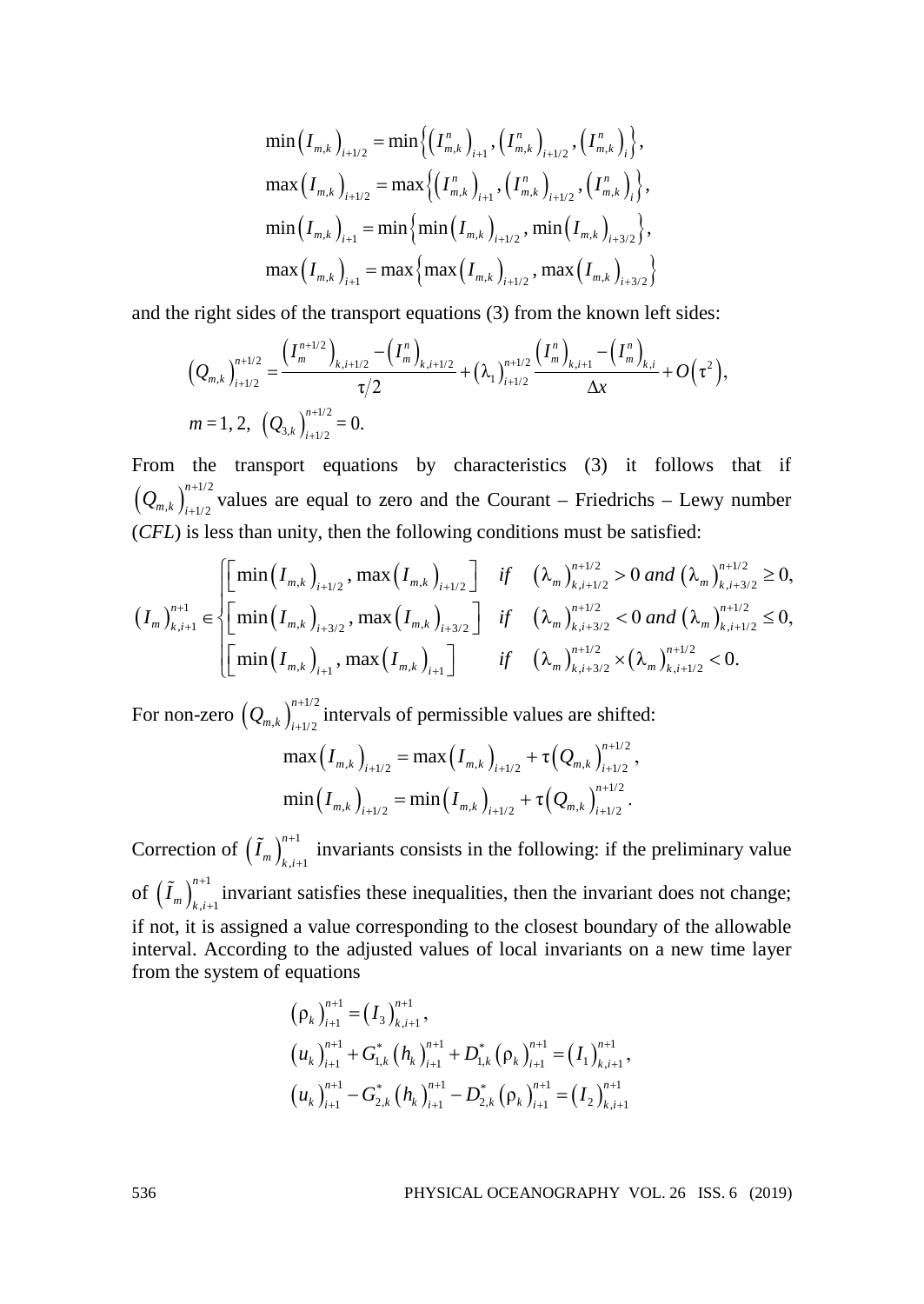$$\min\left(I_{m,k}\right)_{i+1/2} = \min\left\{\left(I^n_{m,k}\right)_{i+1}, \left(I^n_{m,k}\right)_{i+1/2}, \left(I^n_{m,k}\right)_i\right\},$$
$$\max\left(I_{m,k}\right)_{i+1/2} = \max\left\{\left(I^n_{m,k}\right)_{i+1}, \left(I^n_{m,k}\right)_{i+1/2}, \left(I^n_{m,k}\right)_i\right\},$$
$$\min\left(I_{m,k}\right)_{i+1} = \min\left\{\min\left(I_{m,k}\right)_{i+1/2}, \min\left(I_{m,k}\right)_{i+3/2}\right\},$$
$$\max\left(I_{m,k}\right)_{i+1} = \max\left\{\max\left(I_{m,k}\right)_{i+1/2}, \max\left(I_{m,k}\right)_{i+3/2}\right\}$$

and the right sides of the transport equations (3) from the known left sides:

$$\left(Q_{m,k}\right)^{n+1/2}_{i+1/2} = \frac{\left(I^{n+1/2}_m\right)_{k,i+1/2} - \left(I^n_m\right)_{k,i+1/2}}{\tau/2} + \left(\lambda_1\right)^{n+1/2}_{i+1/2} \frac{\left(I^n_m\right)_{k,i+1} - \left(I^n_m\right)_{k,i}}{\Delta x} + O\left(\tau^2\right),$$
$$m = 1, 2, \ \left(Q_{3,k}\right)^{n+1/2}_{i+1/2} = 0.$$

From the transport equations by characteristics (3) it follows that if $\left(Q_{m,k}\right)^{n+1/2}_{i+1/2}$ values are equal to zero and the Courant – Friedrichs – Lewy number (*CFL*) is less than unity, then the following conditions must be satisfied:

$$\left(I_m\right)^{n+1}_{k,i+1} \in \begin{cases} \left[\min\left(I_{m,k}\right)_{i+1/2}, \max\left(I_{m,k}\right)_{i+1/2}\right] & if \quad \left(\lambda_m\right)^{n+1/2}_{k,i+1/2} > 0 \ and \ \left(\lambda_m\right)^{n+1/2}_{k,i+3/2} \geq 0, \\ \left[\min\left(I_{m,k}\right)_{i+3/2}, \max\left(I_{m,k}\right)_{i+3/2}\right] & if \quad \left(\lambda_m\right)^{n+1/2}_{k,i+3/2} < 0 \ and \ \left(\lambda_m\right)^{n+1/2}_{k,i+1/2} \leq 0, \\ \left[\min\left(I_{m,k}\right)_{i+1}, \max\left(I_{m,k}\right)_{i+1}\right] & if \quad \left(\lambda_m\right)^{n+1/2}_{k,i+3/2} \times \left(\lambda_m\right)^{n+1/2}_{k,i+1/2} < 0. \end{cases}$$

For non-zero $\left(Q_{m,k}\right)^{n+1/2}_{i+1/2}$ intervals of permissible values are shifted:

$$\max\left(I_{m,k}\right)_{i+1/2} = \max\left(I_{m,k}\right)_{i+1/2} + \tau\left(Q_{m,k}\right)^{n+1/2}_{i+1/2},$$
$$\min\left(I_{m,k}\right)_{i+1/2} = \min\left(I_{m,k}\right)_{i+1/2} + \tau\left(Q_{m,k}\right)^{n+1/2}_{i+1/2}.$$

Correction of $\left(\tilde{I}_m\right)^{n+1}_{k,i+1}$ invariants consists in the following: if the preliminary value of $\left(\tilde{I}_m\right)^{n+1}_{k,i+1}$ invariant satisfies these inequalities, then the invariant does not change; if not, it is assigned a value corresponding to the closest boundary of the allowable interval. According to the adjusted values of local invariants on a new time layer from the system of equations

$$\left(\rho_k\right)^{n+1}_{i+1} = \left(I_3\right)^{n+1}_{k,i+1},$$
$$\left(u_k\right)^{n+1}_{i+1} + G^*_{1,k}\left(h_k\right)^{n+1}_{i+1} + D^*_{1,k}\left(\rho_k\right)^{n+1}_{i+1} = \left(I_1\right)^{n+1}_{k,i+1},$$
$$\left(u_k\right)^{n+1}_{i+1} - G^*_{2,k}\left(h_k\right)^{n+1}_{i+1} - D^*_{2,k}\left(\rho_k\right)^{n+1}_{i+1} = \left(I_2\right)^{n+1}_{k,i+1}$$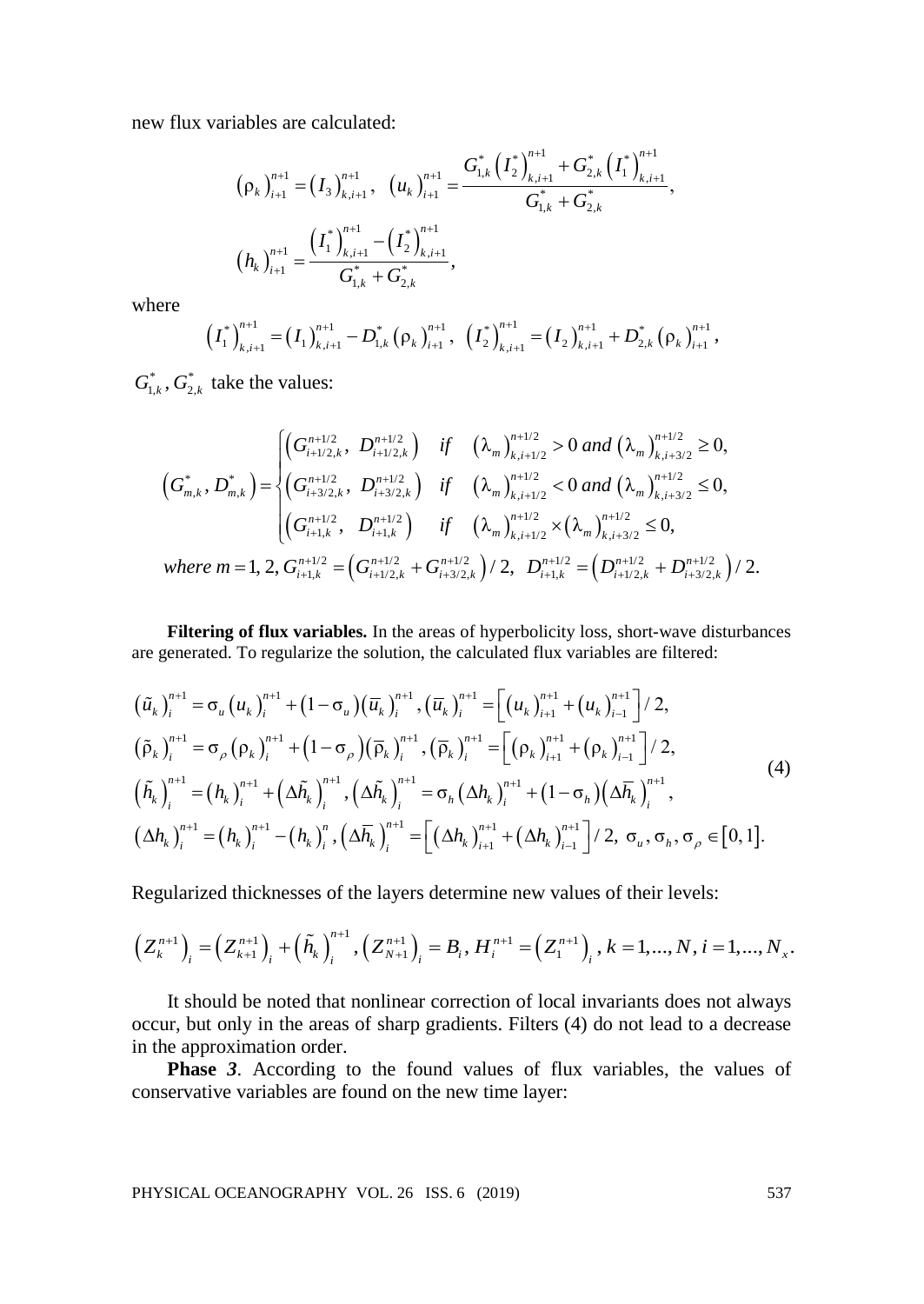new flux variables are calculated:

$$\left(\rho_k\right)_{i+1}^{n+1} = \left(I_3\right)_{k,i+1}^{n+1}, \quad \left(u_k\right)_{i+1}^{n+1} = \frac{G_{1,k}^{*}\left(I_2^{*}\right)_{k,i+1}^{n+1} + G_{2,k}^{*}\left(I_1^{*}\right)_{k,i+1}^{n+1}}{G_{1,k}^{*} + G_{2,k}^{*}},$$

$$\left(h_k\right)_{i+1}^{n+1} = \frac{\left(I_1^{*}\right)_{k,i+1}^{n+1} - \left(I_2^{*}\right)_{k,i+1}^{n+1}}{G_{1,k}^{*} + G_{2,k}^{*}},$$

where

$$\left(I_1^{*}\right)_{k,i+1}^{n+1} = \left(I_1\right)_{k,i+1}^{n+1} - D_{1,k}^{*}\left(\rho_k\right)_{i+1}^{n+1}, \quad \left(I_2^{*}\right)_{k,i+1}^{n+1} = \left(I_2\right)_{k,i+1}^{n+1} + D_{2,k}^{*}\left(\rho_k\right)_{i+1}^{n+1},$$

$G_{1,k}^{*}, G_{2,k}^{*}$ take the values:

$$\left(G_{m,k}^{*}, D_{m,k}^{*}\right) = \begin{cases} \left(G_{i+1/2,k}^{n+1/2},\ D_{i+1/2,k}^{n+1/2}\right) & if \quad \left(\lambda_m\right)_{k,i+1/2}^{n+1/2} > 0 \ and \ \left(\lambda_m\right)_{k,i+3/2}^{n+1/2} \geq 0, \\ \left(G_{i+3/2,k}^{n+1/2},\ D_{i+3/2,k}^{n+1/2}\right) & if \quad \left(\lambda_m\right)_{k,i+1/2}^{n+1/2} < 0 \ and \ \left(\lambda_m\right)_{k,i+3/2}^{n+1/2} \leq 0, \\ \left(G_{i+1,k}^{n+1/2},\ D_{i+1,k}^{n+1/2}\right) & if \quad \left(\lambda_m\right)_{k,i+1/2}^{n+1/2} \times \left(\lambda_m\right)_{k,i+3/2}^{n+1/2} \leq 0, \end{cases}$$

$$where \ m = 1, 2, \ G_{i+1,k}^{n+1/2} = \left(G_{i+1/2,k}^{n+1/2} + G_{i+3/2,k}^{n+1/2}\right)/2, \quad D_{i+1,k}^{n+1/2} = \left(D_{i+1/2,k}^{n+1/2} + D_{i+3/2,k}^{n+1/2}\right)/2.$$

**Filtering of flux variables.** In the areas of hyperbolicity loss, short-wave disturbances are generated. To regularize the solution, the calculated flux variables are filtered:

$$\begin{aligned}
&\left(\tilde{u}_k\right)_i^{n+1} = \sigma_u\left(u_k\right)_i^{n+1} + \left(1-\sigma_u\right)\left(\bar{u}_k\right)_i^{n+1}, \left(\bar{u}_k\right)_i^{n+1} = \left[\left(u_k\right)_{i+1}^{n+1} + \left(u_k\right)_{i-1}^{n+1}\right]/2, \\
&\left(\tilde{\rho}_k\right)_i^{n+1} = \sigma_\rho\left(\rho_k\right)_i^{n+1} + \left(1-\sigma_\rho\right)\left(\bar{\rho}_k\right)_i^{n+1}, \left(\bar{\rho}_k\right)_i^{n+1} = \left[\left(\rho_k\right)_{i+1}^{n+1} + \left(\rho_k\right)_{i-1}^{n+1}\right]/2, \\
&\left(\tilde{h}_k\right)_i^{n+1} = \left(h_k\right)_i^{n+1} + \left(\Delta\tilde{h}_k\right)_i^{n+1}, \left(\Delta\tilde{h}_k\right)_i^{n+1} = \sigma_h\left(\Delta h_k\right)_i^{n+1} + \left(1-\sigma_h\right)\left(\Delta\bar{h}_k\right)_i^{n+1}, \\
&\left(\Delta h_k\right)_i^{n+1} = \left(h_k\right)_i^{n+1} - \left(h_k\right)_i^{n}, \left(\Delta\bar{h}_k\right)_i^{n+1} = \left[\left(\Delta h_k\right)_{i+1}^{n+1} + \left(\Delta h_k\right)_{i-1}^{n+1}\right]/2, \ \sigma_u, \sigma_h, \sigma_\rho \in [0,1].
\end{aligned} \tag{4}$$

Regularized thicknesses of the layers determine new values of their levels:

$$\left(Z_k^{n+1}\right)_i = \left(Z_{k+1}^{n+1}\right)_i + \left(\tilde{h}_k\right)_i^{n+1}, \left(Z_{N+1}^{n+1}\right)_i = B_i, H_i^{n+1} = \left(Z_1^{n+1}\right)_i, \ k = 1,...,N, \ i = 1,...,N_x.$$

It should be noted that nonlinear correction of local invariants does not always occur, but only in the areas of sharp gradients. Filters (4) do not lead to a decrease in the approximation order.

**Phase *3*.** According to the found values of flux variables, the values of conservative variables are found on the new time layer: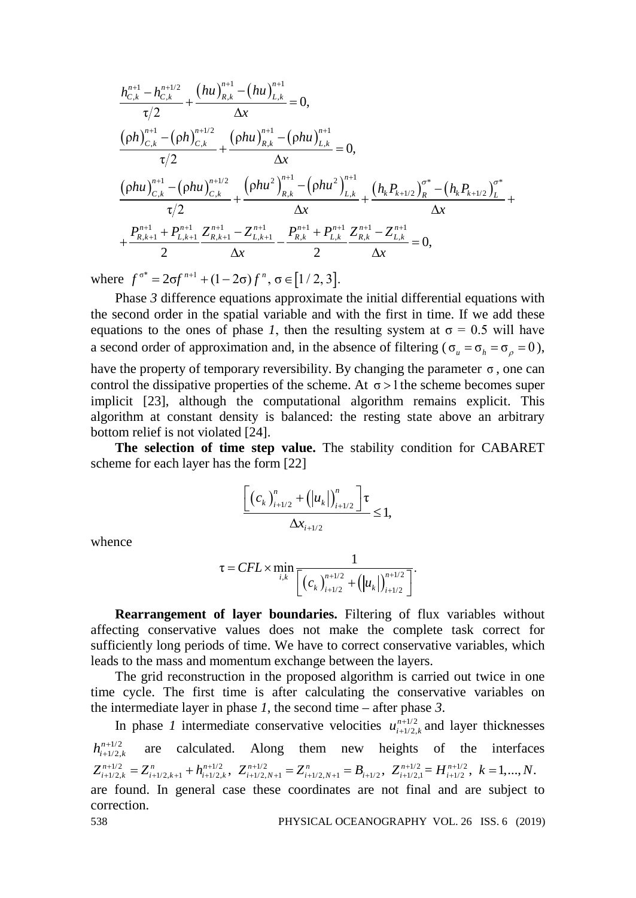$$\frac{h_{C,k}^{n+1}-h_{C,k}^{n+1/2}}{\tau/2}+\frac{(hu)_{R,k}^{n+1}-(hu)_{L,k}^{n+1}}{\Delta x}=0,$$

$$\frac{(\rho h)_{C,k}^{n+1}-(\rho h)_{C,k}^{n+1/2}}{\tau/2}+\frac{(\rho hu)_{R,k}^{n+1}-(\rho hu)_{L,k}^{n+1}}{\Delta x}=0,$$

$$\frac{(\rho hu)_{C,k}^{n+1}-(\rho hu)_{C,k}^{n+1/2}}{\tau/2}+\frac{(\rho hu^2)_{R,k}^{n+1}-(\rho hu^2)_{L,k}^{n+1}}{\Delta x}+\frac{(h_k P_{k+1/2})_R^{\sigma^*}-(h_k P_{k+1/2})_L^{\sigma^*}}{\Delta x}+$$

$$+\frac{P_{R,k+1}^{n+1}+P_{L,k+1}^{n+1}}{2}\frac{Z_{R,k+1}^{n+1}-Z_{L,k+1}^{n+1}}{\Delta x}-\frac{P_{R,k}^{n+1}+P_{L,k}^{n+1}}{2}\frac{Z_{R,k}^{n+1}-Z_{L,k}^{n+1}}{\Delta x}=0,$$

where $f^{\sigma^*}=2\sigma f^{n+1}+(1-2\sigma)f^n$, $\sigma\in[1/2,3]$.

Phase *3* difference equations approximate the initial differential equations with the second order in the spatial variable and with the first in time. If we add these equations to the ones of phase *1*, then the resulting system at $\sigma = 0.5$ will have a second order of approximation and, in the absence of filtering ($\sigma_u=\sigma_h=\sigma_\rho=0$), have the property of temporary reversibility. By changing the parameter $\sigma$, one can control the dissipative properties of the scheme. At $\sigma>1$ the scheme becomes super implicit [23], although the computational algorithm remains explicit. This algorithm at constant density is balanced: the resting state above an arbitrary bottom relief is not violated [24].

**The selection of time step value.** The stability condition for CABARET scheme for each layer has the form [22]

$$\frac{\left[(c_k)_{i+1/2}^n+(|u_k|)_{i+1/2}^n\right]\tau}{\Delta x_{i+1/2}}\le 1,$$

whence

$$\tau = CFL\times\min_{i,k}\frac{1}{\left[(c_k)_{i+1/2}^{n+1/2}+(|u_k|)_{i+1/2}^{n+1/2}\right]}.$$

**Rearrangement of layer boundaries.** Filtering of flux variables without affecting conservative values does not make the complete task correct for sufficiently long periods of time. We have to correct conservative variables, which leads to the mass and momentum exchange between the layers.

The grid reconstruction in the proposed algorithm is carried out twice in one time cycle. The first time is after calculating the conservative variables on the intermediate layer in phase *1*, the second time – after phase *3*.

In phase *1* intermediate conservative velocities $u_{i+1/2,k}^{n+1/2}$ and layer thicknesses $h_{i+1/2,k}^{n+1/2}$ are calculated. Along them new heights of the interfaces $Z_{i+1/2,k}^{n+1/2}=Z_{i+1/2,k+1}^{n}+h_{i+1/2,k}^{n+1/2}$, $Z_{i+1/2,N+1}^{n+1/2}=Z_{i+1/2,N+1}^{n}=B_{i+1/2}$, $Z_{i+1/2,1}^{n+1/2}=H_{i+1/2}^{n+1/2}$, $k=1,\ldots,N$. are found. In general case these coordinates are not final and are subject to correction.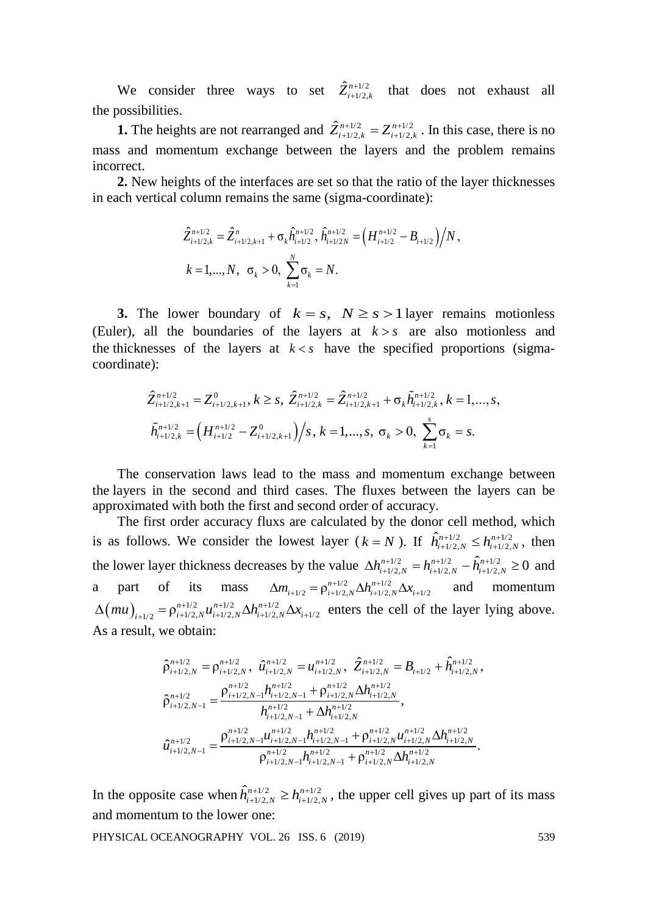We consider three ways to set $\hat{Z}^{n+1/2}_{i+1/2,k}$ that does not exhaust all the possibilities.

**1.** The heights are not rearranged and $\hat{Z}^{n+1/2}_{i+1/2,k} = Z^{n+1/2}_{i+1/2,k}$. In this case, there is no mass and momentum exchange between the layers and the problem remains incorrect.

**2.** New heights of the interfaces are set so that the ratio of the layer thicknesses in each vertical column remains the same (sigma-coordinate):

$$\hat{Z}^{n+1/2}_{i+1/2,k} = \hat{Z}^{n}_{i+1/2,k+1} + \sigma_k \hat{h}^{n+1/2}_{i+1/2},\ \hat{h}^{n+1/2}_{i+1/2N} = \left(H^{n+1/2}_{i+1/2} - B_{i+1/2}\right)\Big/ N,$$

$$k = 1,...,N,\ \ \sigma_k > 0,\ \sum_{k=1}^{N} \sigma_k = N.$$

**3.** The lower boundary of $k = s,\ \ N \ge s > 1$ layer remains motionless (Euler), all the boundaries of the layers at $k > s$ are also motionless and the thicknesses of the layers at $k < s$ have the specified proportions (sigma-coordinate):

$$\hat{Z}^{n+1/2}_{i+1/2,k+1} = Z^{0}_{i+1/2,k+1},\ k \ge s,\ \hat{Z}^{n+1/2}_{i+1/2,k} = \hat{Z}^{n+1/2}_{i+1/2,k+1} + \sigma_k \tilde{h}^{n+1/2}_{i+1/2,k},\ k = 1,...,s,$$

$$\tilde{h}^{n+1/2}_{i+1/2,k} = \left(H^{n+1/2}_{i+1/2} - Z^{0}_{i+1/2,k+1}\right)\Big/ s,\ k = 1,...,s,\ \sigma_k > 0,\ \sum_{k=1}^{s} \sigma_k = s.$$

The conservation laws lead to the mass and momentum exchange between the layers in the second and third cases. The fluxes between the layers can be approximated with both the first and second order of accuracy.

The first order accuracy fluxs are calculated by the donor cell method, which is as follows. We consider the lowest layer ($k = N$). If $\hat{h}^{n+1/2}_{i+1/2,N} \le h^{n+1/2}_{i+1/2,N}$, then the lower layer thickness decreases by the value $\Delta h^{n+1/2}_{i+1/2,N} = h^{n+1/2}_{i+1/2,N} - \hat{h}^{n+1/2}_{i+1/2,N} \ge 0$ and a part of its mass $\Delta m_{i+1/2} = \rho^{n+1/2}_{i+1/2,N} \Delta h^{n+1/2}_{i+1/2,N} \Delta x_{i+1/2}$ and momentum $\Delta(mu)_{i+1/2} = \rho^{n+1/2}_{i+1/2,N} u^{n+1/2}_{i+1/2,N} \Delta h^{n+1/2}_{i+1/2,N} \Delta x_{i+1/2}$ enters the cell of the layer lying above. As a result, we obtain:

$$\hat{\rho}^{n+1/2}_{i+1/2,N} = \rho^{n+1/2}_{i+1/2,N},\ \ \hat{u}^{n+1/2}_{i+1/2,N} = u^{n+1/2}_{i+1/2,N},\ \ \hat{Z}^{n+1/2}_{i+1/2,N} = B_{i+1/2} + \hat{h}^{n+1/2}_{i+1/2,N},$$

$$\hat{\rho}^{n+1/2}_{i+1/2,N-1} = \frac{\rho^{n+1/2}_{i+1/2,N-1} h^{n+1/2}_{i+1/2,N-1} + \rho^{n+1/2}_{i+1/2,N} \Delta h^{n+1/2}_{i+1/2,N}}{h^{n+1/2}_{i+1/2,N-1} + \Delta h^{n+1/2}_{i+1/2,N}},$$

$$\hat{u}^{n+1/2}_{i+1/2,N-1} = \frac{\rho^{n+1/2}_{i+1/2,N-1} u^{n+1/2}_{i+1/2,N-1} h^{n+1/2}_{i+1/2,N-1} + \rho^{n+1/2}_{i+1/2,N} u^{n+1/2}_{i+1/2,N} \Delta h^{n+1/2}_{i+1/2,N}}{\rho^{n+1/2}_{i+1/2,N-1} h^{n+1/2}_{i+1/2,N-1} + \rho^{n+1/2}_{i+1/2,N} \Delta h^{n+1/2}_{i+1/2,N}}.$$

In the opposite case when $\hat{h}^{n+1/2}_{i+1/2,N} \ge h^{n+1/2}_{i+1/2,N}$, the upper cell gives up part of its mass and momentum to the lower one: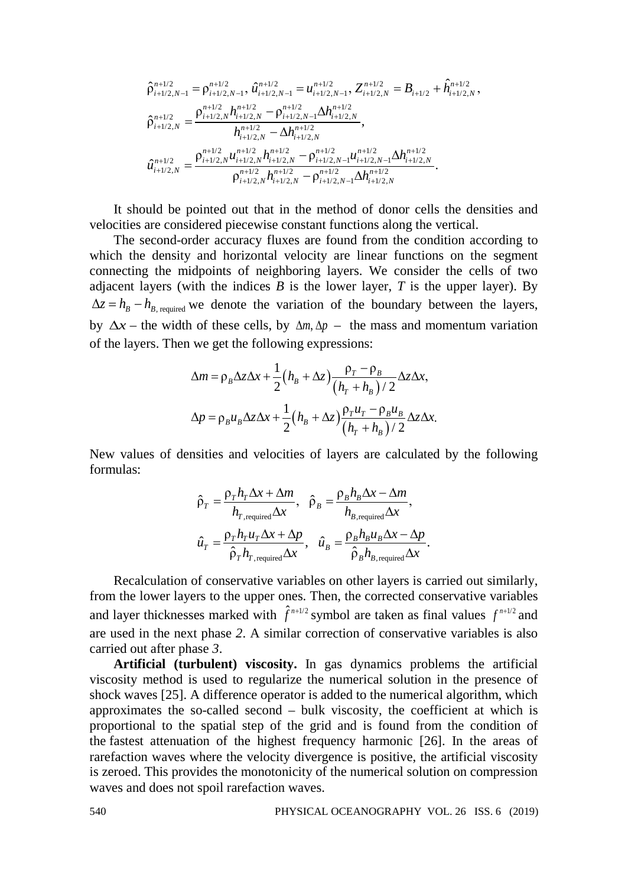$$\hat{\rho}_{i+1/2,N-1}^{n+1/2} = \rho_{i+1/2,N-1}^{n+1/2},\ \hat{u}_{i+1/2,N-1}^{n+1/2} = u_{i+1/2,N-1}^{n+1/2},\ Z_{i+1/2,N}^{n+1/2} = B_{i+1/2} + \hat{h}_{i+1/2,N}^{n+1/2},$$

$$\hat{\rho}_{i+1/2,N}^{n+1/2} = \frac{\rho_{i+1/2,N}^{n+1/2} h_{i+1/2,N}^{n+1/2} - \rho_{i+1/2,N-1}^{n+1/2} \Delta h_{i+1/2,N}^{n+1/2}}{h_{i+1/2,N}^{n+1/2} - \Delta h_{i+1/2,N}^{n+1/2}},$$

$$\hat{u}_{i+1/2,N}^{n+1/2} = \frac{\rho_{i+1/2,N}^{n+1/2} u_{i+1/2,N}^{n+1/2} h_{i+1/2,N}^{n+1/2} - \rho_{i+1/2,N-1}^{n+1/2} u_{i+1/2,N-1}^{n+1/2} \Delta h_{i+1/2,N}^{n+1/2}}{\rho_{i+1/2,N}^{n+1/2} h_{i+1/2,N}^{n+1/2} - \rho_{i+1/2,N-1}^{n+1/2} \Delta h_{i+1/2,N}^{n+1/2}}.$$

It should be pointed out that in the method of donor cells the densities and velocities are considered piecewise constant functions along the vertical.

The second-order accuracy fluxes are found from the condition according to which the density and horizontal velocity are linear functions on the segment connecting the midpoints of neighboring layers. We consider the cells of two adjacent layers (with the indices $B$ is the lower layer, $T$ is the upper layer). By $\Delta z = h_B - h_{B,\text{ required}}$ we denote the variation of the boundary between the layers, by $\Delta x$ – the width of these cells, by $\Delta m, \Delta p$ – the mass and momentum variation of the layers. Then we get the following expressions:

$$\Delta m = \rho_B \Delta z \Delta x + \frac{1}{2}\left(h_B + \Delta z\right) \frac{\rho_T - \rho_B}{\left(h_T + h_B\right)/2} \Delta z \Delta x,$$

$$\Delta p = \rho_B u_B \Delta z \Delta x + \frac{1}{2}\left(h_B + \Delta z\right) \frac{\rho_T u_T - \rho_B u_B}{\left(h_T + h_B\right)/2} \Delta z \Delta x.$$

New values of densities and velocities of layers are calculated by the following formulas:

$$\hat{\rho}_T = \frac{\rho_T h_T \Delta x + \Delta m}{h_{T,\text{required}} \Delta x}, \quad \hat{\rho}_B = \frac{\rho_B h_B \Delta x - \Delta m}{h_{B,\text{required}} \Delta x},$$

$$\hat{u}_T = \frac{\rho_T h_T u_T \Delta x + \Delta p}{\hat{\rho}_T h_{T,\text{required}} \Delta x}, \quad \hat{u}_B = \frac{\rho_B h_B u_B \Delta x - \Delta p}{\hat{\rho}_B h_{B,\text{required}} \Delta x}.$$

Recalculation of conservative variables on other layers is carried out similarly, from the lower layers to the upper ones. Then, the corrected conservative variables and layer thicknesses marked with $\hat{f}^{n+1/2}$ symbol are taken as final values $f^{n+1/2}$ and are used in the next phase *2*. A similar correction of conservative variables is also carried out after phase *3*.

**Artificial (turbulent) viscosity.** In gas dynamics problems the artificial viscosity method is used to regularize the numerical solution in the presence of shock waves [25]. A difference operator is added to the numerical algorithm, which approximates the so-called second – bulk viscosity, the coefficient at which is proportional to the spatial step of the grid and is found from the condition of the fastest attenuation of the highest frequency harmonic [26]. In the areas of rarefaction waves where the velocity divergence is positive, the artificial viscosity is zeroed. This provides the monotonicity of the numerical solution on compression waves and does not spoil rarefaction waves.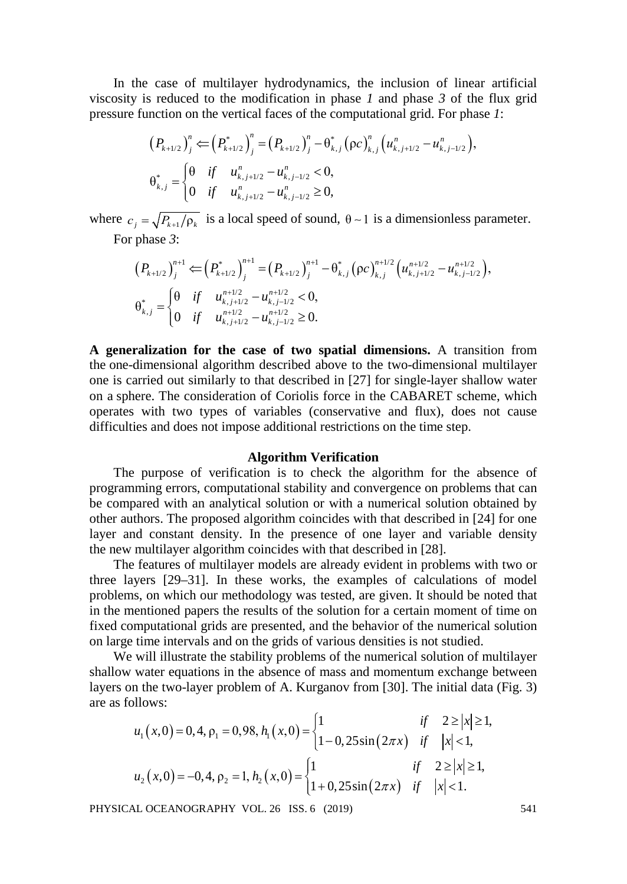In the case of multilayer hydrodynamics, the inclusion of linear artificial viscosity is reduced to the modification in phase *1* and phase *3* of the flux grid pressure function on the vertical faces of the computational grid. For phase *1*:

$$\left(P_{k+1/2}\right)_j^n \Leftarrow \left(P_{k+1/2}^*\right)_j^n = \left(P_{k+1/2}\right)_j^n - \theta_{k,j}^*\left(\rho c\right)_{k,j}^n\left(u_{k,j+1/2}^n - u_{k,j-1/2}^n\right),$$

$$\theta_{k,j}^* = \begin{cases} \theta & if \quad u_{k,j+1/2}^n - u_{k,j-1/2}^n < 0, \\ 0 & if \quad u_{k,j+1/2}^n - u_{k,j-1/2}^n \geq 0, \end{cases}$$

where $c_j = \sqrt{P_{k+1}/\rho_k}$ is a local speed of sound, $\theta \sim 1$ is a dimensionless parameter.

For phase *3*:

$$\left(P_{k+1/2}\right)_j^{n+1} \Leftarrow \left(P_{k+1/2}^*\right)_j^{n+1} = \left(P_{k+1/2}\right)_j^{n+1} - \theta_{k,j}^*\left(\rho c\right)_{k,j}^{n+1/2}\left(u_{k,j+1/2}^{n+1/2} - u_{k,j-1/2}^{n+1/2}\right),$$

$$\theta_{k,j}^* = \begin{cases} \theta & if \quad u_{k,j+1/2}^{n+1/2} - u_{k,j-1/2}^{n+1/2} < 0, \\ 0 & if \quad u_{k,j+1/2}^{n+1/2} - u_{k,j-1/2}^{n+1/2} \geq 0. \end{cases}$$

**A generalization for the case of two spatial dimensions.** A transition from the one-dimensional algorithm described above to the two-dimensional multilayer one is carried out similarly to that described in [27] for single-layer shallow water on a sphere. The consideration of Coriolis force in the CABARET scheme, which operates with two types of variables (conservative and flux), does not cause difficulties and does not impose additional restrictions on the time step.

## Algorithm Verification

The purpose of verification is to check the algorithm for the absence of programming errors, computational stability and convergence on problems that can be compared with an analytical solution or with a numerical solution obtained by other authors. The proposed algorithm coincides with that described in [24] for one layer and constant density. In the presence of one layer and variable density the new multilayer algorithm coincides with that described in [28].

The features of multilayer models are already evident in problems with two or three layers [29–31]. In these works, the examples of calculations of model problems, on which our methodology was tested, are given. It should be noted that in the mentioned papers the results of the solution for a certain moment of time on fixed computational grids are presented, and the behavior of the numerical solution on large time intervals and on the grids of various densities is not studied.

We will illustrate the stability problems of the numerical solution of multilayer shallow water equations in the absence of mass and momentum exchange between layers on the two-layer problem of A. Kurganov from [30]. The initial data (Fig. 3) are as follows:

$$u_1(x,0) = 0{,}4,\ \rho_1 = 0{,}98,\ h_1(x,0) = \begin{cases} 1 & if \quad 2 \geq |x| \geq 1, \\ 1 - 0{,}25\sin(2\pi x) & if \quad |x| < 1, \end{cases}$$

$$u_2(x,0) = -0{,}4,\ \rho_2 = 1,\ h_2(x,0) = \begin{cases} 1 & if \quad 2 \geq |x| \geq 1, \\ 1 + 0{,}25\sin(2\pi x) & if \quad |x| < 1. \end{cases}$$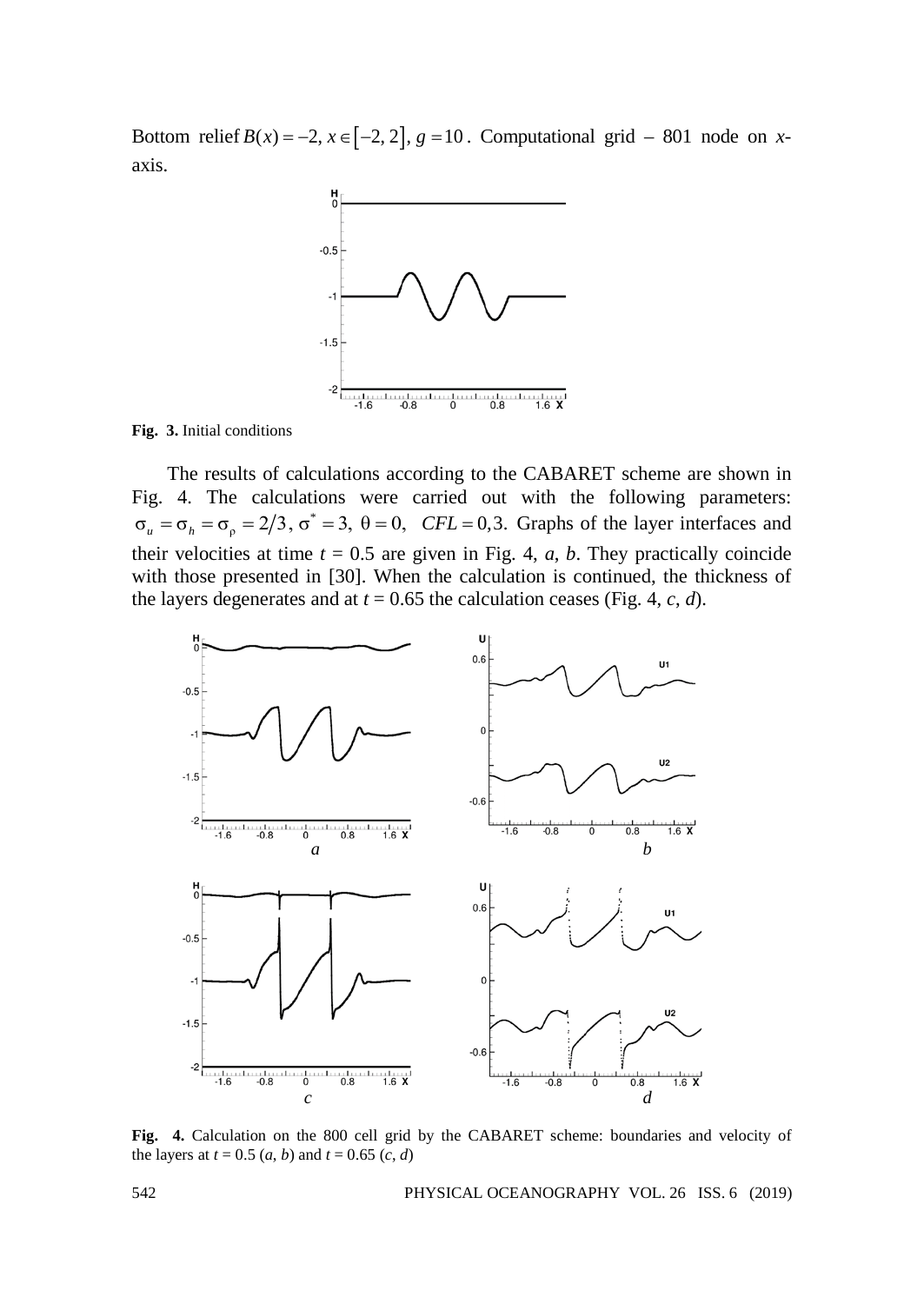Bottom relief $B(x) = -2$, $x \in [-2, 2]$, $g = 10$. Computational grid – 801 node on *x*-axis.

**Fig. 3.** Initial conditions

The results of calculations according to the CABARET scheme are shown in Fig. 4. The calculations were carried out with the following parameters: $\sigma_u = \sigma_h = \sigma_\rho = 2/3$, $\sigma^* = 3$, $\theta = 0$, $CFL = 0{,}3$. Graphs of the layer interfaces and their velocities at time $t = 0.5$ are given in Fig. 4, *a*, *b*. They practically coincide with those presented in [30]. When the calculation is continued, the thickness of the layers degenerates and at $t = 0.65$ the calculation ceases (Fig. 4, *c*, *d*).

**Fig. 4.** Calculation on the 800 cell grid by the CABARET scheme: boundaries and velocity of the layers at $t = 0.5$ (*a*, *b*) and $t = 0.65$ (*c*, *d*)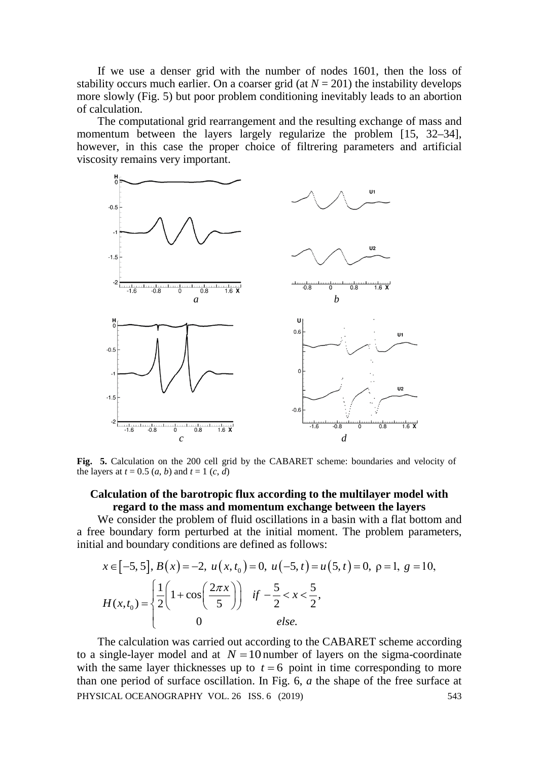If we use a denser grid with the number of nodes 1601, then the loss of stability occurs much earlier. On a coarser grid (at $N = 201$) the instability develops more slowly (Fig. 5) but poor problem conditioning inevitably leads to an abortion of calculation.

The computational grid rearrangement and the resulting exchange of mass and momentum between the layers largely regularize the problem [15, 32–34], however, in this case the proper choice of filtrering parameters and artificial viscosity remains very important.

**Fig. 5.** Calculation on the 200 cell grid by the CABARET scheme: boundaries and velocity of the layers at $t = 0.5$ (*a*, *b*) and $t = 1$ (*c*, *d*)

## Calculation of the barotropic flux according to the multilayer model with regard to the mass and momentum exchange between the layers

We consider the problem of fluid oscillations in a basin with a flat bottom and a free boundary form perturbed at the initial moment. The problem parameters, initial and boundary conditions are defined as follows:

$$x \in [-5, 5],\ B(x) = -2,\ u(x, t_0) = 0,\ u(-5, t) = u(5, t) = 0,\ \rho = 1,\ g = 10,$$

$$H(x, t_0) = \begin{cases} \dfrac{1}{2}\left(1 + \cos\left(\dfrac{2\pi x}{5}\right)\right) & if\ -\dfrac{5}{2} < x < \dfrac{5}{2}, \\ 0 & else. \end{cases}$$

The calculation was carried out according to the CABARET scheme according to a single-layer model and at $N = 10$ number of layers on the sigma-coordinate with the same layer thicknesses up to $t = 6$ point in time corresponding to more than one period of surface oscillation. In Fig. 6, *a* the shape of the free surface at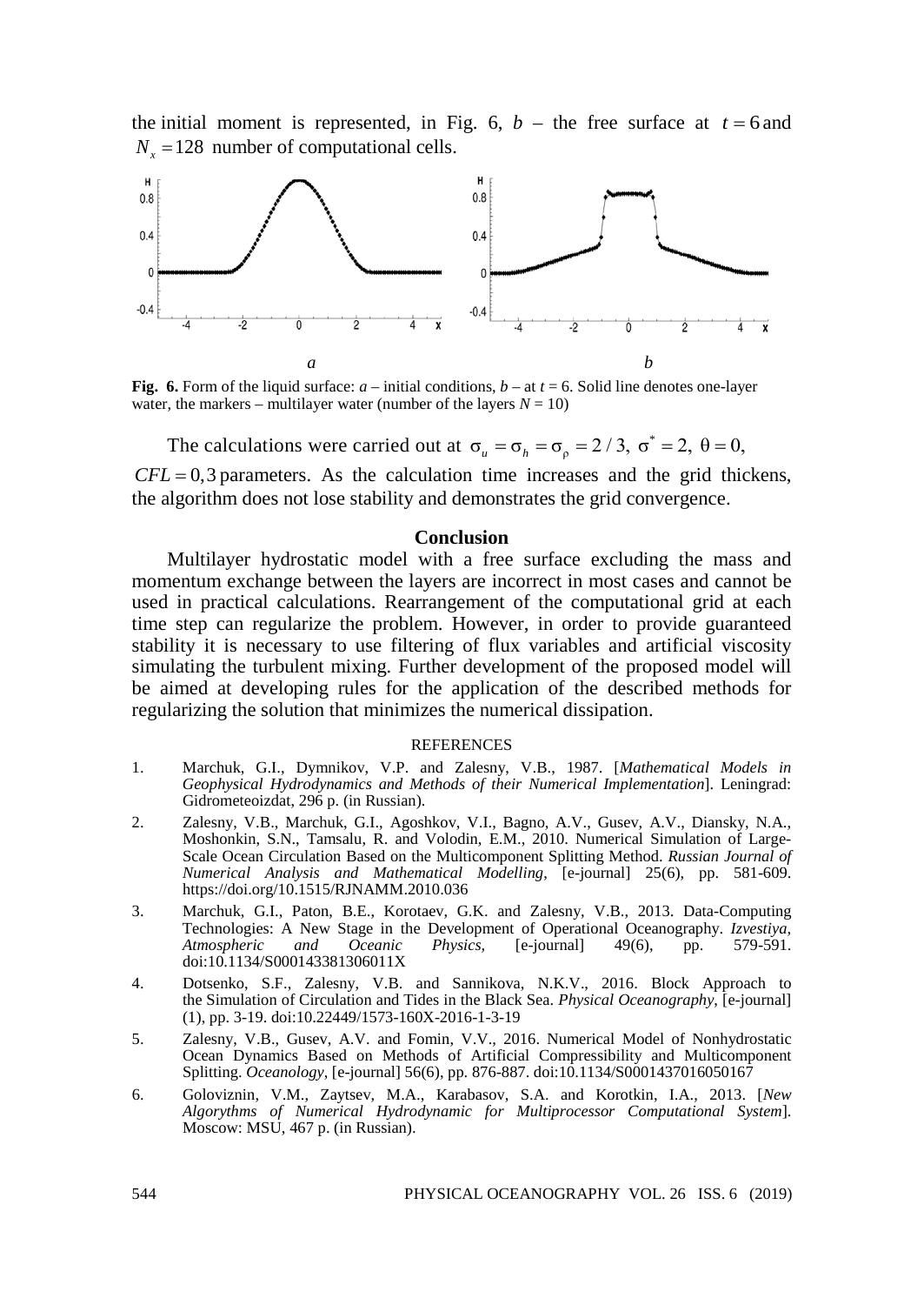the initial moment is represented, in Fig. 6, $b$ – the free surface at $t = 6$ and $N_x = 128$ number of computational cells.

**Fig. 6.** Form of the liquid surface: $a$ – initial conditions, $b$ – at $t = 6$. Solid line denotes one-layer water, the markers – multilayer water (number of the layers $N = 10$)

The calculations were carried out at $\sigma_u = \sigma_h = \sigma_\rho = 2/3,\ \sigma^* = 2,\ \theta = 0,$ $CFL = 0{,}3$ parameters. As the calculation time increases and the grid thickens, the algorithm does not lose stability and demonstrates the grid convergence.

## Conclusion

Multilayer hydrostatic model with a free surface excluding the mass and momentum exchange between the layers are incorrect in most cases and cannot be used in practical calculations. Rearrangement of the computational grid at each time step can regularize the problem. However, in order to provide guaranteed stability it is necessary to use filtering of flux variables and artificial viscosity simulating the turbulent mixing. Further development of the proposed model will be aimed at developing rules for the application of the described methods for regularizing the solution that minimizes the numerical dissipation.

REFERENCES

1. Marchuk, G.I., Dymnikov, V.P. and Zalesny, V.B., 1987. [*Mathematical Models in Geophysical Hydrodynamics and Methods of their Numerical Implementation*]. Leningrad: Gidrometeoizdat, 296 p. (in Russian).
2. Zalesny, V.B., Marchuk, G.I., Agoshkov, V.I., Bagno, A.V., Gusev, A.V., Diansky, N.A., Moshonkin, S.N., Tamsalu, R. and Volodin, E.M., 2010. Numerical Simulation of Large-Scale Ocean Circulation Based on the Multicomponent Splitting Method. *Russian Journal of Numerical Analysis and Mathematical Modelling*, [e-journal] 25(6), pp. 581-609. https://doi.org/10.1515/RJNAMM.2010.036
3. Marchuk, G.I., Paton, B.E., Korotaev, G.K. and Zalesny, V.B., 2013. Data-Computing Technologies: A New Stage in the Development of Operational Oceanography. *Izvestiya, Atmospheric and Oceanic Physics*, [e-journal] 49(6), pp. 579-591. doi:10.1134/S000143381306011X
4. Dotsenko, S.F., Zalesny, V.B. and Sannikova, N.K.V., 2016. Block Approach to the Simulation of Circulation and Tides in the Black Sea. *Physical Oceanography*, [e-journal] (1), pp. 3-19. doi:10.22449/1573-160X-2016-1-3-19
5. Zalesny, V.B., Gusev, A.V. and Fomin, V.V., 2016. Numerical Model of Nonhydrostatic Ocean Dynamics Based on Methods of Artificial Compressibility and Multicomponent Splitting. *Oceanology*, [e-journal] 56(6), pp. 876-887. doi:10.1134/S0001437016050167
6. Goloviznin, V.M., Zaytsev, M.A., Karabasov, S.A. and Korotkin, I.A., 2013. [*New Algorythms of Numerical Hydrodynamic for Multiprocessor Computational System*]. Moscow: MSU, 467 p. (in Russian).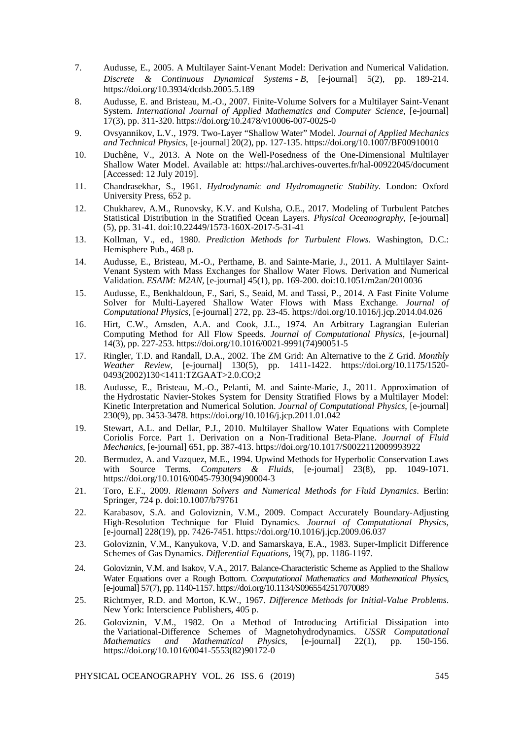7. Audusse, E., 2005. A Multilayer Saint-Venant Model: Derivation and Numerical Validation. *Discrete & Continuous Dynamical Systems - B*, [e-journal] 5(2), pp. 189-214. https://doi.org/10.3934/dcdsb.2005.5.189

8. Audusse, E. and Bristeau, M.-O., 2007. Finite-Volume Solvers for a Multilayer Saint-Venant System. *International Journal of Applied Mathematics and Computer Science*, [e-journal] 17(3), pp. 311-320. https://doi.org/10.2478/v10006-007-0025-0

9. Ovsyannikov, L.V., 1979. Two-Layer "Shallow Water" Model. *Journal of Applied Mechanics and Technical Physics*, [e-journal] 20(2), pp. 127-135. https://doi.org/10.1007/BF00910010

10. Duchêne, V., 2013. A Note on the Well-Posedness of the One-Dimensional Multilayer Shallow Water Model. Available at: https://hal.archives-ouvertes.fr/hal-00922045/document [Accessed: 12 July 2019].

11. Chandrasekhar, S., 1961. *Hydrodynamic and Hydromagnetic Stability*. London: Oxford University Press, 652 p.

12. Chukharev, A.M., Runovsky, K.V. and Kulsha, O.E., 2017. Modeling of Turbulent Patches Statistical Distribution in the Stratified Ocean Layers. *Physical Oceanography*, [e-journal] (5), pp. 31-41. doi:10.22449/1573-160X-2017-5-31-41

13. Kollman, V., ed., 1980. *Prediction Methods for Turbulent Flows*. Washington, D.C.: Hemisphere Pub., 468 p.

14. Audusse, E., Bristeau, M.-O., Perthame, B. and Sainte-Marie, J., 2011. A Multilayer Saint-Venant System with Mass Exchanges for Shallow Water Flows. Derivation and Numerical Validation. *ESAIM: M2AN*, [e-journal] 45(1), pp. 169-200. doi:10.1051/m2an/2010036

15. Audusse, E., Benkhaldoun, F., Sari, S., Seaid, M. and Tassi, P., 2014. A Fast Finite Volume Solver for Multi-Layered Shallow Water Flows with Mass Exchange. *Journal of Computational Physics*, [e-journal] 272, pp. 23-45. https://doi.org/10.1016/j.jcp.2014.04.026

16. Hirt, C.W., Amsden, A.A. and Cook, J.L., 1974. An Arbitrary Lagrangian Eulerian Computing Method for All Flow Speeds. *Journal of Computational Physics*, [e-journal] 14(3), pp. 227-253. https://doi.org/10.1016/0021-9991(74)90051-5

17. Ringler, T.D. and Randall, D.A., 2002. The ZM Grid: An Alternative to the Z Grid. *Monthly Weather Review*, [e-journal] 130(5), pp. 1411-1422. https://doi.org/10.1175/1520-0493(2002)130<1411:TZGAAT>2.0.CO;2

18. Audusse, E., Bristeau, M.-O., Pelanti, M. and Sainte-Marie, J., 2011. Approximation of the Hydrostatic Navier-Stokes System for Density Stratified Flows by a Multilayer Model: Kinetic Interpretation and Numerical Solution. *Journal of Computational Physics*, [e-journal] 230(9), pp. 3453-3478. https://doi.org/10.1016/j.jcp.2011.01.042

19. Stewart, A.L. and Dellar, P.J., 2010. Multilayer Shallow Water Equations with Complete Coriolis Force. Part 1. Derivation on a Non-Traditional Beta-Plane. *Journal of Fluid Mechanics*, [e-journal] 651, pp. 387-413. https://doi.org/10.1017/S0022112009993922

20. Bermudez, A. and Vazquez, M.E., 1994. Upwind Methods for Hyperbolic Conservation Laws with Source Terms. *Computers & Fluids*, [e-journal] 23(8), pp. 1049-1071. https://doi.org/10.1016/0045-7930(94)90004-3

21. Toro, E.F., 2009. *Riemann Solvers and Numerical Methods for Fluid Dynamics*. Berlin: Springer, 724 p. doi:10.1007/b79761

22. Karabasov, S.A. and Goloviznin, V.M., 2009. Compact Accurately Boundary-Adjusting High-Resolution Technique for Fluid Dynamics. *Journal of Computational Physics*, [e-journal] 228(19), pp. 7426-7451. https://doi.org/10.1016/j.jcp.2009.06.037

23. Goloviznin, V.M., Kanyukova, V.D. and Samarskaya, E.A., 1983. Super-Implicit Difference Schemes of Gas Dynamics. *Differential Equations*, 19(7), pp. 1186-1197.

24. Goloviznin, V.M. and Isakov, V.A., 2017. Balance-Characteristic Scheme as Applied to the Shallow Water Equations over a Rough Bottom. *Computational Mathematics and Mathematical Physics*, [e-journal] 57(7), pp. 1140-1157. https://doi.org/10.1134/S0965542517070089

25. Richtmyer, R.D. and Morton, K.W., 1967. *Difference Methods for Initial-Value Problems*. New York: Interscience Publishers, 405 p.

26. Goloviznin, V.M., 1982. On a Method of Introducing Artificial Dissipation into the Variational-Difference Schemes of Magnetohydrodynamics. *USSR Computational Mathematics and Mathematical Physics*, [e-journal] 22(1), pp. 150-156. https://doi.org/10.1016/0041-5553(82)90172-0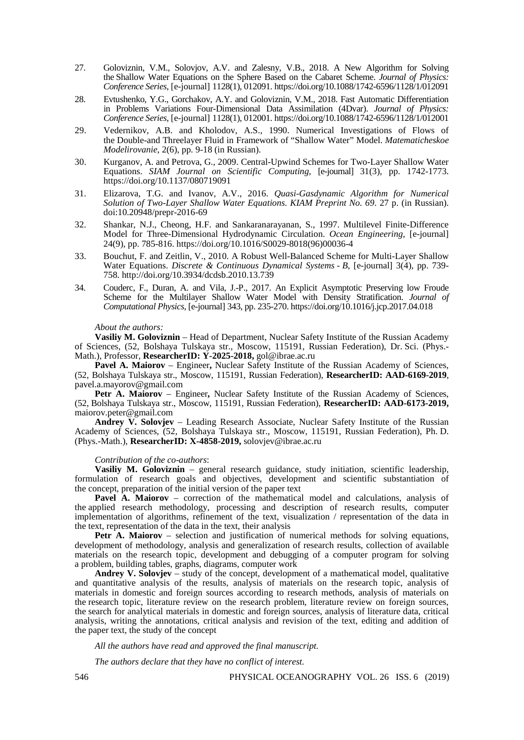27. Goloviznin, V.M., Solovjov, A.V. and Zalesny, V.B., 2018. A New Algorithm for Solving the Shallow Water Equations on the Sphere Based on the Cabaret Scheme. *Journal of Physics: Conference Series*, [e-journal] 1128(1), 012091. https://doi.org/10.1088/1742-6596/1128/1/012091

28. Evtushenko, Y.G., Gorchakov, A.Y. and Goloviznin, V.M., 2018. Fast Automatic Differentiation in Problems Variations Four-Dimensional Data Assimilation (4Dvar). *Journal of Physics: Conference Series*, [e-journal] 1128(1), 012001. https://doi.org/10.1088/1742-6596/1128/1/012001

29. Vedernikov, A.B. and Kholodov, A.S., 1990. Numerical Investigations of Flows of the Double-and Threelayer Fluid in Framework of "Shallow Water" Model. *Matematicheskoe Modelirovanie*, 2(6), pp. 9-18 (in Russian).

30. Kurganov, A. and Petrova, G., 2009. Central-Upwind Schemes for Two-Layer Shallow Water Equations. *SIAM Journal on Scientific Computing*, [e-journal] 31(3), pp. 1742-1773. https://doi.org/10.1137/080719091

31. Elizarova, T.G. and Ivanov, A.V., 2016. *Quasi-Gasdynamic Algorithm for Numerical Solution of Two-Layer Shallow Water Equations. KIAM Preprint No. 69*. 27 p. (in Russian). doi:10.20948/prepr-2016-69

32. Shankar, N.J., Cheong, H.F. and Sankaranarayanan, S., 1997. Multilevel Finite-Difference Model for Three-Dimensional Hydrodynamic Circulation. *Ocean Engineering*, [e-journal] 24(9), pp. 785-816. https://doi.org/10.1016/S0029-8018(96)00036-4

33. Bouchut, F. and Zeitlin, V., 2010. A Robust Well-Balanced Scheme for Multi-Layer Shallow Water Equations. *Discrete & Continuous Dynamical Systems - B*, [e-journal] 3(4), pp. 739-758. http://doi.org/10.3934/dcdsb.2010.13.739

34. Couderc, F., Duran, A. and Vila, J.-P., 2017. An Explicit Asymptotic Preserving low Froude Scheme for the Multilayer Shallow Water Model with Density Stratification. *Journal of Computational Physics*, [e-journal] 343, pp. 235-270. https://doi.org/10.1016/j.jcp.2017.04.018

*About the authors:*

**Vasiliy M. Goloviznin** – Head of Department, Nuclear Safety Institute of the Russian Academy of Sciences, (52, Bolshaya Tulskaya str., Moscow, 115191, Russian Federation), Dr. Sci. (Phys.-Math.), Professor, **ResearcherID: Y-2025-2018,** gol@ibrae.ac.ru

**Pavel A. Maiorov** – Engineer**,** Nuclear Safety Institute of the Russian Academy of Sciences, (52, Bolshaya Tulskaya str., Moscow, 115191, Russian Federation), **ResearcherID: AAD-6169-2019**, pavel.a.mayorov@gmail.com

**Petr A. Maiorov** – Engineer**,** Nuclear Safety Institute of the Russian Academy of Sciences, (52, Bolshaya Tulskaya str., Moscow, 115191, Russian Federation), **ResearcherID: AAD-6173-2019,** maiorov.peter@gmail.com

**Andrey V. Solovjev** – Leading Research Associate, Nuclear Safety Institute of the Russian Academy of Sciences, (52, Bolshaya Tulskaya str., Moscow, 115191, Russian Federation), Ph. D. (Phys.-Math.), **ResearcherID: X-4858-2019,** solovjev@ibrae.ac.ru

*Contribution of the co-authors*:

**Vasiliy M. Goloviznin** – general research guidance, study initiation, scientific leadership, formulation of research goals and objectives, development and scientific substantiation of the concept, preparation of the initial version of the paper text

**Pavel A. Maiorov** – correction of the mathematical model and calculations, analysis of the applied research methodology, processing and description of research results, computer implementation of algorithms, refinement of the text, visualization / representation of the data in the text, representation of the data in the text, their analysis

**Petr A. Maiorov** – selection and justification of numerical methods for solving equations, development of methodology, analysis and generalization of research results, collection of available materials on the research topic, development and debugging of a computer program for solving a problem, building tables, graphs, diagrams, computer work

**Andrey V. Solovjev** – study of the concept, development of a mathematical model, qualitative and quantitative analysis of the results, analysis of materials on the research topic, analysis of materials in domestic and foreign sources according to research methods, analysis of materials on the research topic, literature review on the research problem, literature review on foreign sources, the search for analytical materials in domestic and foreign sources, analysis of literature data, critical analysis, writing the annotations, critical analysis and revision of the text, editing and addition of the paper text, the study of the concept

*All the authors have read and approved the final manuscript.*

*The authors declare that they have no conflict of interest.*